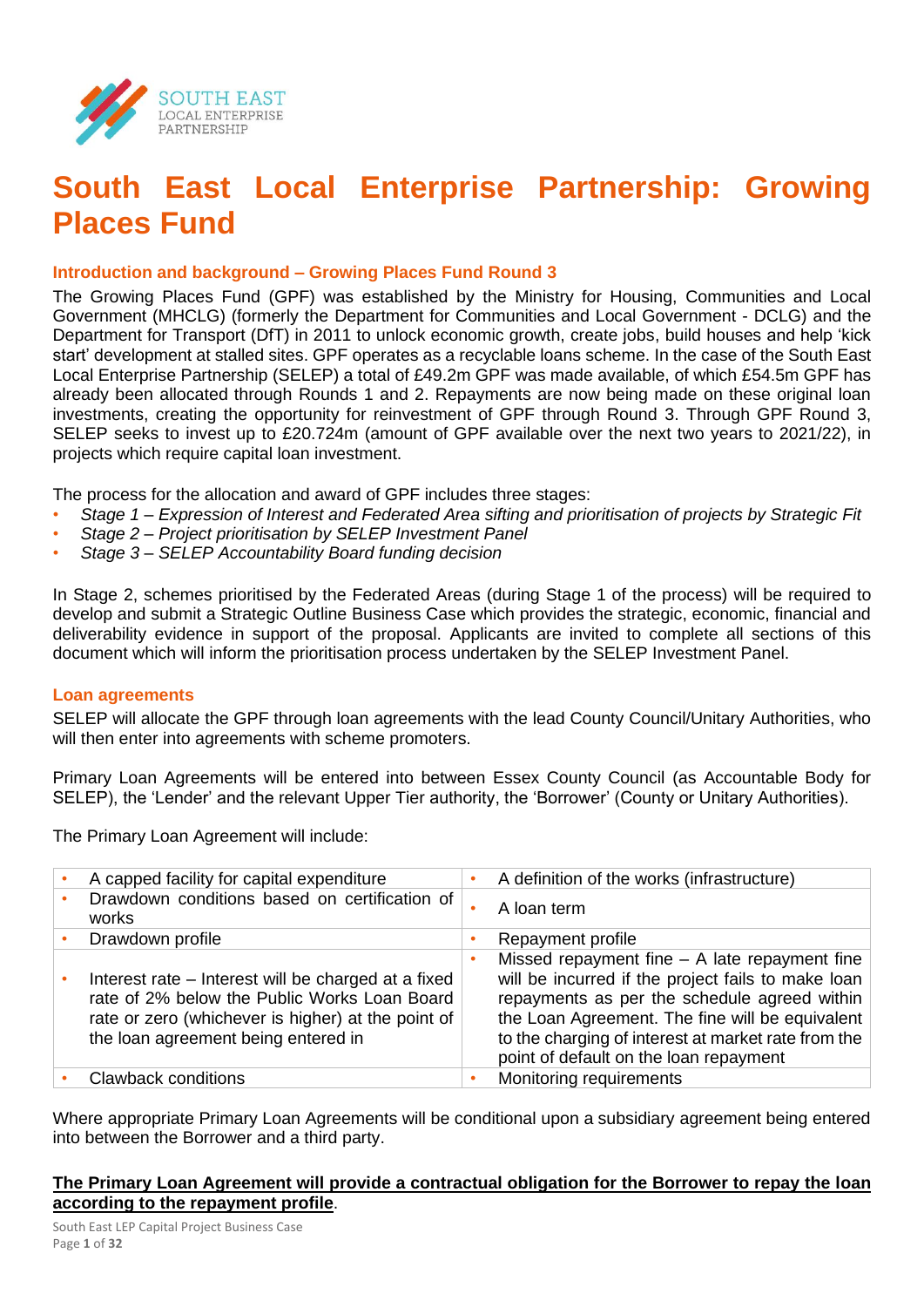# South East Local Enterprise Partnership: Growing Places Fund

### Introduction and background – Growing Places Fund Round 3

The Growing Places Fund (GPF) was established by the Ministry for Housing, Communities and Local Government (MHCLG) (formerly the Department for Communities and Local Government - DCLG) and the Department for Transport (DfT) in 2011 to unlock economic growth, create jobs, build houses and help 'kick start' development at stalled sites. GPF operates as a recyclable loans scheme. In the case of the South East Local Enterprise Partnership (SELEP) a total of £49.2m GPF was made available, of which £54.5m GPF has already been allocated through Rounds 1 and 2. Repayments are now being made on these original loan investments, creating the opportunity for reinvestment of GPF through Round 3. Through GPF Round 3, SELEP seeks to invest up to £20.724m (amount of GPF available over the next two years to 2021/22), in projects which require capital loan investment.

The process for the allocation and award of GPF includes three stages:

- *Stage 1 – Expression of Interest and Federated Area sifting and prioritisation of projects by Strategic Fit*
- *Stage 2 – Project prioritisation by SELEP Investment Panel*
- *Stage 3 – SELEP Accountability Board funding decision*

In Stage 2, schemes prioritised by the Federated Areas (during Stage 1 of the process) will be required to develop and submit a Strategic Outline Business Case which provides the strategic, economic, financial and deliverability evidence in support of the proposal. Applicants are invited to complete all sections of this document which will inform the prioritisation process undertaken by the SELEP Investment Panel.

### Loan agreements

SELEP will allocate the GPF through loan agreements with the lead County Council/Unitary Authorities, who will then enter into agreements with scheme promoters.

Primary Loan Agreements will be entered into between Essex County Council (as Accountable Body for SELEP), the 'Lender' and the relevant Upper Tier authority, the 'Borrower' (County or Unitary Authorities).

The Primary Loan Agreement will include:

| | |
|---|---|
| • A capped facility for capital expenditure | • A definition of the works (infrastructure) |
| • Drawdown conditions based on certification of works | • A loan term |
| • Drawdown profile | • Repayment profile |
| • Interest rate – Interest will be charged at a fixed rate of 2% below the Public Works Loan Board rate or zero (whichever is higher) at the point of the loan agreement being entered in | • Missed repayment fine – A late repayment fine will be incurred if the project fails to make loan repayments as per the schedule agreed within the Loan Agreement. The fine will be equivalent to the charging of interest at market rate from the point of default on the loan repayment |
| • Clawback conditions | • Monitoring requirements |

Where appropriate Primary Loan Agreements will be conditional upon a subsidiary agreement being entered into between the Borrower and a third party.

**<u>The Primary Loan Agreement will provide a contractual obligation for the Borrower to repay the loan according to the repayment profile</u>**.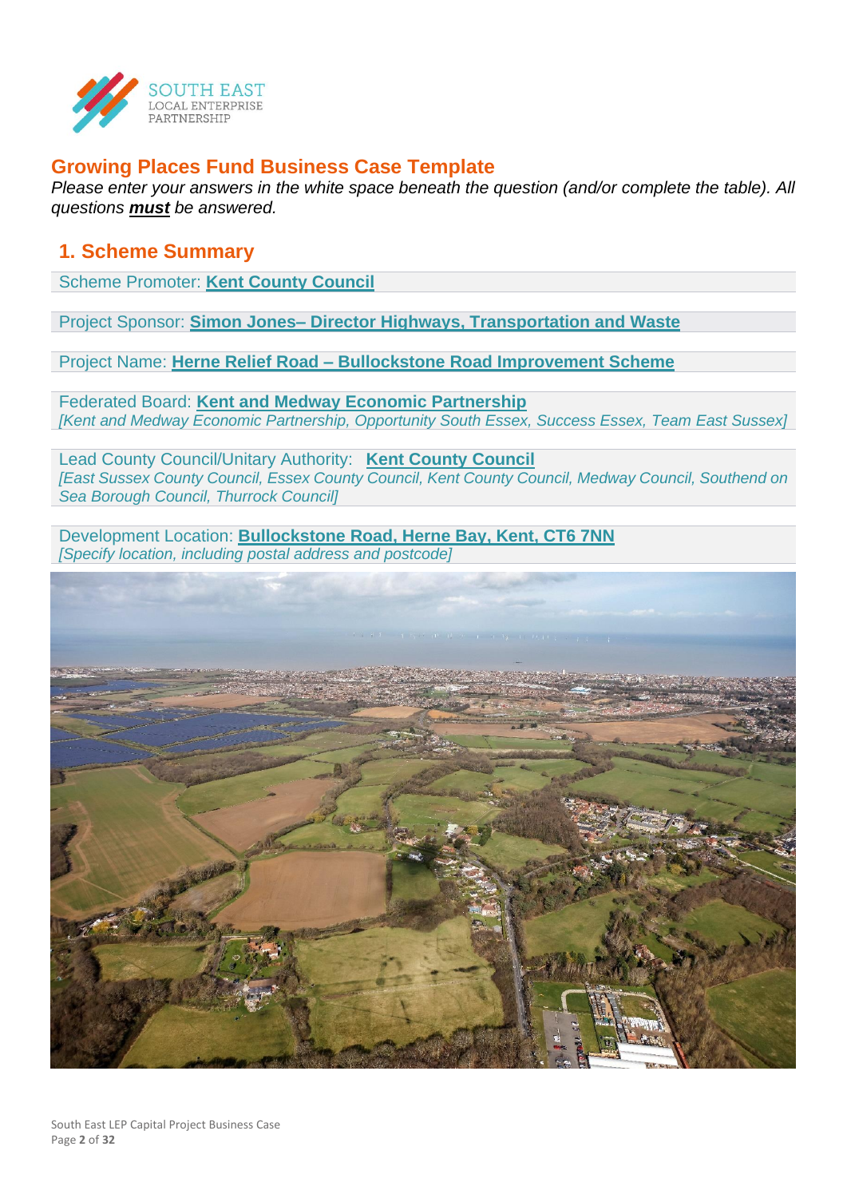## Growing Places Fund Business Case Template

*Please enter your answers in the white space beneath the question (and/or complete the table). All questions **must** be answered.*

## 1. Scheme Summary

Scheme Promoter: **Kent County Council**

Project Sponsor: **Simon Jones– Director Highways, Transportation and Waste**

Project Name: **Herne Relief Road – Bullockstone Road Improvement Scheme**

Federated Board: **Kent and Medway Economic Partnership**
*[Kent and Medway Economic Partnership, Opportunity South Essex, Success Essex, Team East Sussex]*

Lead County Council/Unitary Authority: **Kent County Council**
*[East Sussex County Council, Essex County Council, Kent County Council, Medway Council, Southend on Sea Borough Council, Thurrock Council]*

Development Location: **Bullockstone Road, Herne Bay, Kent, CT6 7NN**
*[Specify location, including postal address and postcode]*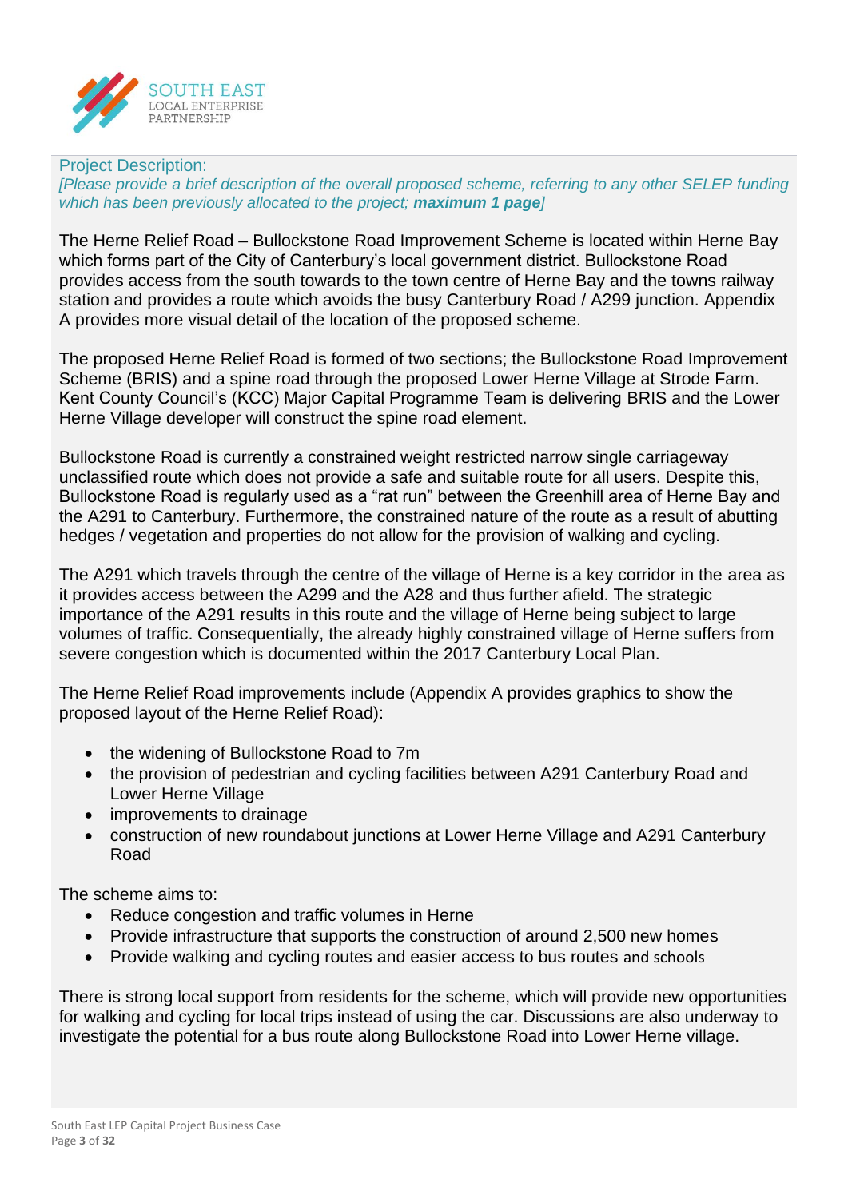Project Description:

*[Please provide a brief description of the overall proposed scheme, referring to any other SELEP funding which has been previously allocated to the project;* ***maximum 1 page****]*

The Herne Relief Road – Bullockstone Road Improvement Scheme is located within Herne Bay which forms part of the City of Canterbury's local government district. Bullockstone Road provides access from the south towards to the town centre of Herne Bay and the towns railway station and provides a route which avoids the busy Canterbury Road / A299 junction. Appendix A provides more visual detail of the location of the proposed scheme.

The proposed Herne Relief Road is formed of two sections; the Bullockstone Road Improvement Scheme (BRIS) and a spine road through the proposed Lower Herne Village at Strode Farm. Kent County Council's (KCC) Major Capital Programme Team is delivering BRIS and the Lower Herne Village developer will construct the spine road element.

Bullockstone Road is currently a constrained weight restricted narrow single carriageway unclassified route which does not provide a safe and suitable route for all users. Despite this, Bullockstone Road is regularly used as a "rat run" between the Greenhill area of Herne Bay and the A291 to Canterbury. Furthermore, the constrained nature of the route as a result of abutting hedges / vegetation and properties do not allow for the provision of walking and cycling.

The A291 which travels through the centre of the village of Herne is a key corridor in the area as it provides access between the A299 and the A28 and thus further afield. The strategic importance of the A291 results in this route and the village of Herne being subject to large volumes of traffic. Consequentially, the already highly constrained village of Herne suffers from severe congestion which is documented within the 2017 Canterbury Local Plan.

The Herne Relief Road improvements include (Appendix A provides graphics to show the proposed layout of the Herne Relief Road):

- the widening of Bullockstone Road to 7m
- the provision of pedestrian and cycling facilities between A291 Canterbury Road and Lower Herne Village
- improvements to drainage
- construction of new roundabout junctions at Lower Herne Village and A291 Canterbury Road

The scheme aims to:

- Reduce congestion and traffic volumes in Herne
- Provide infrastructure that supports the construction of around 2,500 new homes
- Provide walking and cycling routes and easier access to bus routes and schools

There is strong local support from residents for the scheme, which will provide new opportunities for walking and cycling for local trips instead of using the car. Discussions are also underway to investigate the potential for a bus route along Bullockstone Road into Lower Herne village.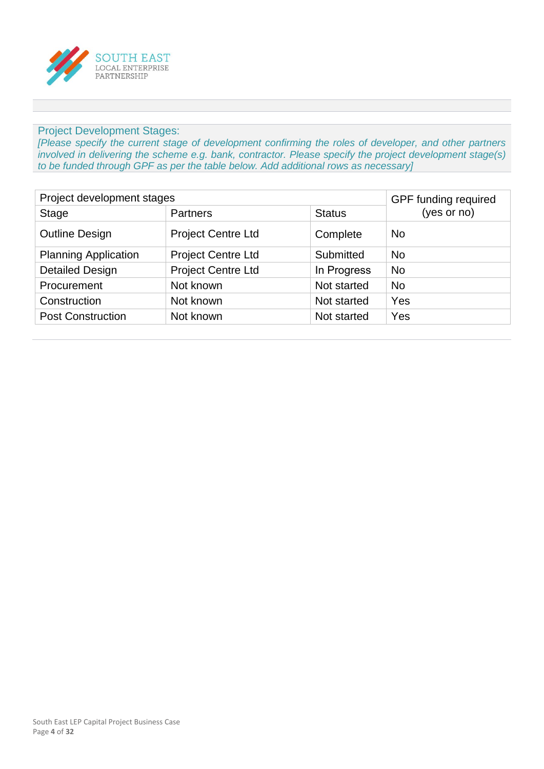## Project Development Stages:

*[Please specify the current stage of development confirming the roles of developer, and other partners involved in delivering the scheme e.g. bank, contractor. Please specify the project development stage(s) to be funded through GPF as per the table below. Add additional rows as necessary]*

| Project development stages | | | GPF funding required (yes or no) |
|---|---|---|---|
| Stage | Partners | Status | |
| Outline Design | Project Centre Ltd | Complete | No |
| Planning Application | Project Centre Ltd | Submitted | No |
| Detailed Design | Project Centre Ltd | In Progress | No |
| Procurement | Not known | Not started | No |
| Construction | Not known | Not started | Yes |
| Post Construction | Not known | Not started | Yes |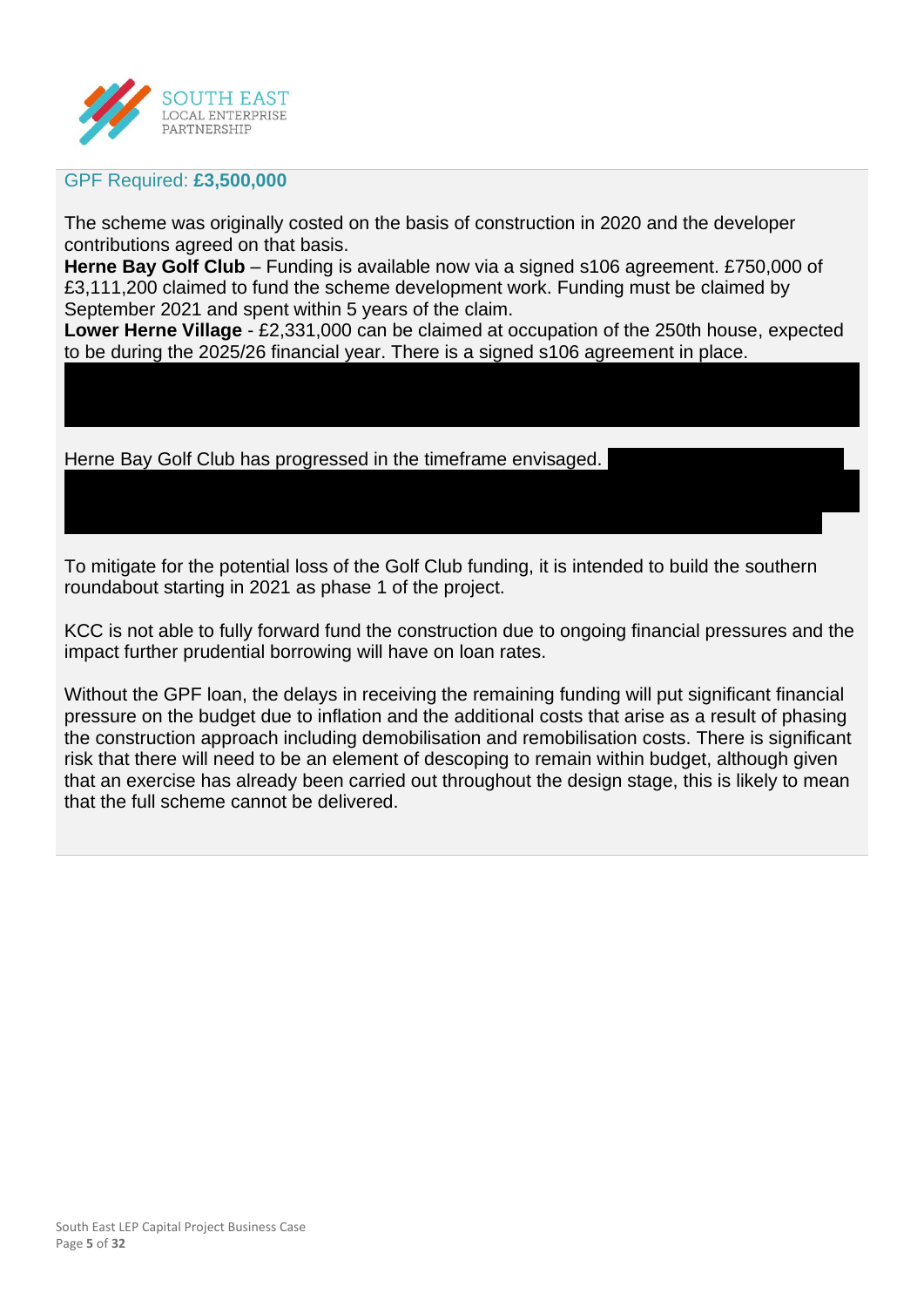GPF Required: **£3,500,000**

The scheme was originally costed on the basis of construction in 2020 and the developer contributions agreed on that basis.

**Herne Bay Golf Club** – Funding is available now via a signed s106 agreement. £750,000 of £3,111,200 claimed to fund the scheme development work. Funding must be claimed by September 2021 and spent within 5 years of the claim.

**Lower Herne Village** - £2,331,000 can be claimed at occupation of the 250th house, expected to be during the 2025/26 financial year. There is a signed s106 agreement in place.

Herne Bay Golf Club has progressed in the timeframe envisaged.

To mitigate for the potential loss of the Golf Club funding, it is intended to build the southern roundabout starting in 2021 as phase 1 of the project.

KCC is not able to fully forward fund the construction due to ongoing financial pressures and the impact further prudential borrowing will have on loan rates.

Without the GPF loan, the delays in receiving the remaining funding will put significant financial pressure on the budget due to inflation and the additional costs that arise as a result of phasing the construction approach including demobilisation and remobilisation costs. There is significant risk that there will need to be an element of descoping to remain within budget, although given that an exercise has already been carried out throughout the design stage, this is likely to mean that the full scheme cannot be delivered.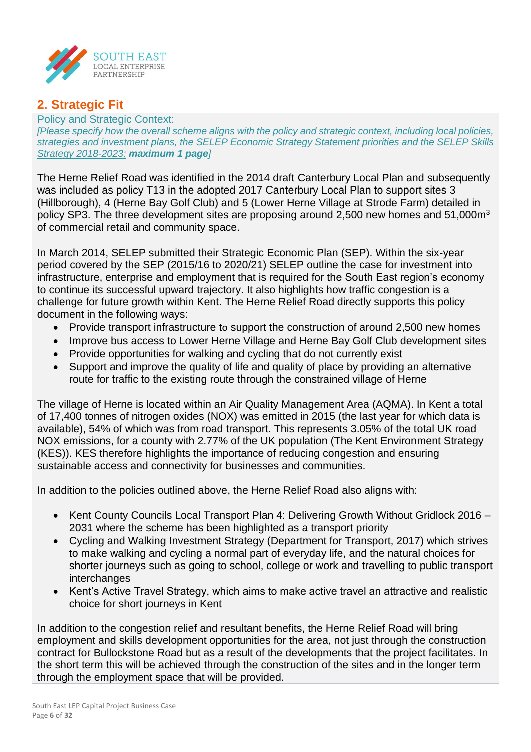## 2. Strategic Fit

Policy and Strategic Context:

*[Please specify how the overall scheme aligns with the policy and strategic context, including local policies, strategies and investment plans, the SELEP Economic Strategy Statement priorities and the SELEP Skills Strategy 2018-2023;* ***maximum 1 page****]*

The Herne Relief Road was identified in the 2014 draft Canterbury Local Plan and subsequently was included as policy T13 in the adopted 2017 Canterbury Local Plan to support sites 3 (Hillborough), 4 (Herne Bay Golf Club) and 5 (Lower Herne Village at Strode Farm) detailed in policy SP3. The three development sites are proposing around 2,500 new homes and 51,000m$^3$ of commercial retail and community space.

In March 2014, SELEP submitted their Strategic Economic Plan (SEP). Within the six-year period covered by the SEP (2015/16 to 2020/21) SELEP outline the case for investment into infrastructure, enterprise and employment that is required for the South East region's economy to continue its successful upward trajectory. It also highlights how traffic congestion is a challenge for future growth within Kent. The Herne Relief Road directly supports this policy document in the following ways:

- Provide transport infrastructure to support the construction of around 2,500 new homes
- Improve bus access to Lower Herne Village and Herne Bay Golf Club development sites
- Provide opportunities for walking and cycling that do not currently exist
- Support and improve the quality of life and quality of place by providing an alternative route for traffic to the existing route through the constrained village of Herne

The village of Herne is located within an Air Quality Management Area (AQMA). In Kent a total of 17,400 tonnes of nitrogen oxides (NOX) was emitted in 2015 (the last year for which data is available), 54% of which was from road transport. This represents 3.05% of the total UK road NOX emissions, for a county with 2.77% of the UK population (The Kent Environment Strategy (KES)). KES therefore highlights the importance of reducing congestion and ensuring sustainable access and connectivity for businesses and communities.

In addition to the policies outlined above, the Herne Relief Road also aligns with:

- Kent County Councils Local Transport Plan 4: Delivering Growth Without Gridlock 2016 – 2031 where the scheme has been highlighted as a transport priority
- Cycling and Walking Investment Strategy (Department for Transport, 2017) which strives to make walking and cycling a normal part of everyday life, and the natural choices for shorter journeys such as going to school, college or work and travelling to public transport interchanges
- Kent's Active Travel Strategy, which aims to make active travel an attractive and realistic choice for short journeys in Kent

In addition to the congestion relief and resultant benefits, the Herne Relief Road will bring employment and skills development opportunities for the area, not just through the construction contract for Bullockstone Road but as a result of the developments that the project facilitates. In the short term this will be achieved through the construction of the sites and in the longer term through the employment space that will be provided.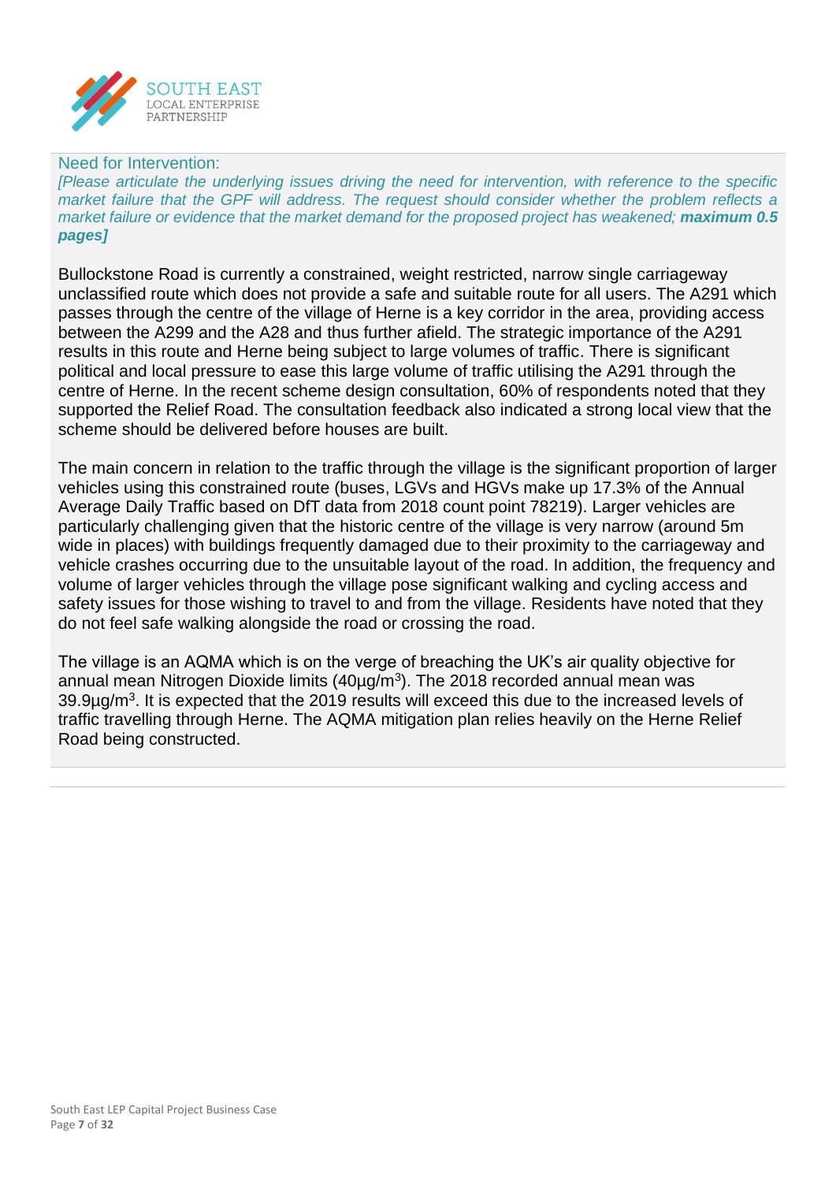## Need for Intervention:

*[Please articulate the underlying issues driving the need for intervention, with reference to the specific market failure that the GPF will address. The request should consider whether the problem reflects a market failure or evidence that the market demand for the proposed project has weakened;* ***maximum 0.5 pages]***

Bullockstone Road is currently a constrained, weight restricted, narrow single carriageway unclassified route which does not provide a safe and suitable route for all users. The A291 which passes through the centre of the village of Herne is a key corridor in the area, providing access between the A299 and the A28 and thus further afield. The strategic importance of the A291 results in this route and Herne being subject to large volumes of traffic. There is significant political and local pressure to ease this large volume of traffic utilising the A291 through the centre of Herne. In the recent scheme design consultation, 60% of respondents noted that they supported the Relief Road. The consultation feedback also indicated a strong local view that the scheme should be delivered before houses are built.

The main concern in relation to the traffic through the village is the significant proportion of larger vehicles using this constrained route (buses, LGVs and HGVs make up 17.3% of the Annual Average Daily Traffic based on DfT data from 2018 count point 78219). Larger vehicles are particularly challenging given that the historic centre of the village is very narrow (around 5m wide in places) with buildings frequently damaged due to their proximity to the carriageway and vehicle crashes occurring due to the unsuitable layout of the road. In addition, the frequency and volume of larger vehicles through the village pose significant walking and cycling access and safety issues for those wishing to travel to and from the village. Residents have noted that they do not feel safe walking alongside the road or crossing the road.

The village is an AQMA which is on the verge of breaching the UK's air quality objective for annual mean Nitrogen Dioxide limits ($40 \mu g/m^3$). The 2018 recorded annual mean was $39.9 \mu g/m^3$. It is expected that the 2019 results will exceed this due to the increased levels of traffic travelling through Herne. The AQMA mitigation plan relies heavily on the Herne Relief Road being constructed.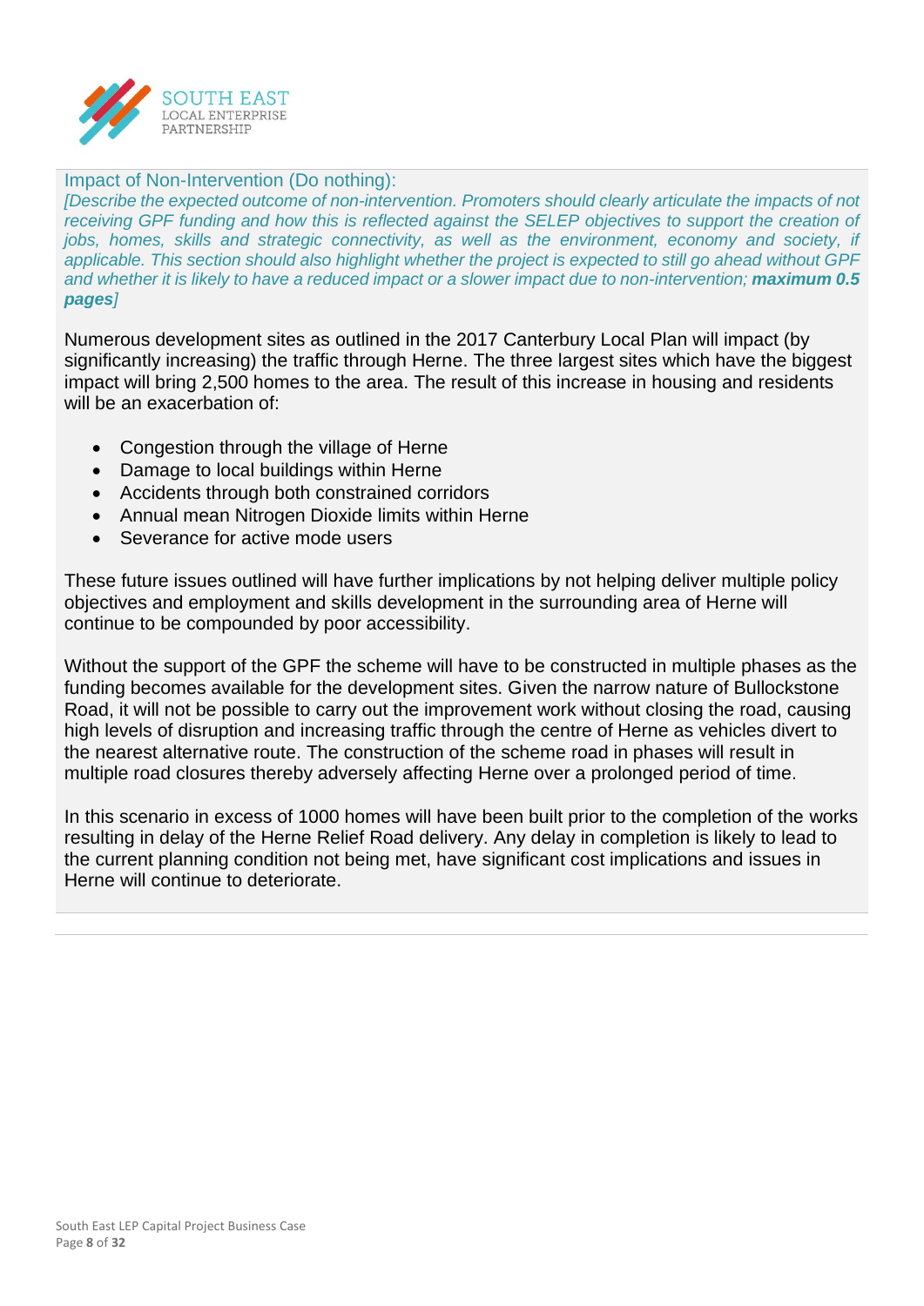### Impact of Non-Intervention (Do nothing):

*[Describe the expected outcome of non-intervention. Promoters should clearly articulate the impacts of not receiving GPF funding and how this is reflected against the SELEP objectives to support the creation of jobs, homes, skills and strategic connectivity, as well as the environment, economy and society, if applicable. This section should also highlight whether the project is expected to still go ahead without GPF and whether it is likely to have a reduced impact or a slower impact due to non-intervention;* ***maximum 0.5 pages****]*

Numerous development sites as outlined in the 2017 Canterbury Local Plan will impact (by significantly increasing) the traffic through Herne. The three largest sites which have the biggest impact will bring 2,500 homes to the area. The result of this increase in housing and residents will be an exacerbation of:

- Congestion through the village of Herne
- Damage to local buildings within Herne
- Accidents through both constrained corridors
- Annual mean Nitrogen Dioxide limits within Herne
- Severance for active mode users

These future issues outlined will have further implications by not helping deliver multiple policy objectives and employment and skills development in the surrounding area of Herne will continue to be compounded by poor accessibility.

Without the support of the GPF the scheme will have to be constructed in multiple phases as the funding becomes available for the development sites. Given the narrow nature of Bullockstone Road, it will not be possible to carry out the improvement work without closing the road, causing high levels of disruption and increasing traffic through the centre of Herne as vehicles divert to the nearest alternative route. The construction of the scheme road in phases will result in multiple road closures thereby adversely affecting Herne over a prolonged period of time.

In this scenario in excess of 1000 homes will have been built prior to the completion of the works resulting in delay of the Herne Relief Road delivery. Any delay in completion is likely to lead to the current planning condition not being met, have significant cost implications and issues in Herne will continue to deteriorate.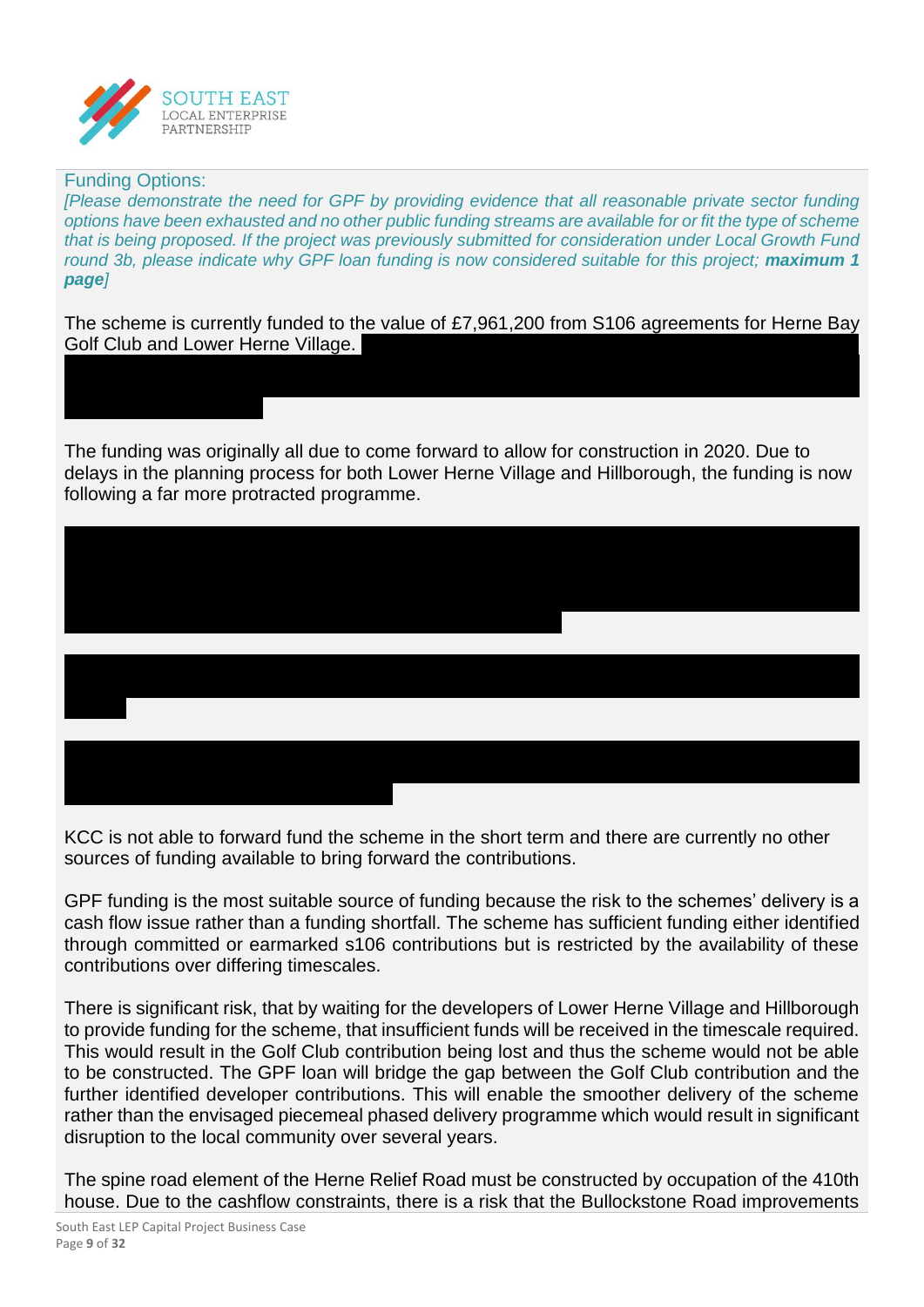Funding Options:

*[Please demonstrate the need for GPF by providing evidence that all reasonable private sector funding options have been exhausted and no other public funding streams are available for or fit the type of scheme that is being proposed. If the project was previously submitted for consideration under Local Growth Fund round 3b, please indicate why GPF loan funding is now considered suitable for this project;* ***maximum 1 page****]*

The scheme is currently funded to the value of £7,961,200 from S106 agreements for Herne Bay Golf Club and Lower Herne Village.

The funding was originally all due to come forward to allow for construction in 2020. Due to delays in the planning process for both Lower Herne Village and Hillborough, the funding is now following a far more protracted programme.

KCC is not able to forward fund the scheme in the short term and there are currently no other sources of funding available to bring forward the contributions.

GPF funding is the most suitable source of funding because the risk to the schemes' delivery is a cash flow issue rather than a funding shortfall. The scheme has sufficient funding either identified through committed or earmarked s106 contributions but is restricted by the availability of these contributions over differing timescales.

There is significant risk, that by waiting for the developers of Lower Herne Village and Hillborough to provide funding for the scheme, that insufficient funds will be received in the timescale required. This would result in the Golf Club contribution being lost and thus the scheme would not be able to be constructed. The GPF loan will bridge the gap between the Golf Club contribution and the further identified developer contributions. This will enable the smoother delivery of the scheme rather than the envisaged piecemeal phased delivery programme which would result in significant disruption to the local community over several years.

The spine road element of the Herne Relief Road must be constructed by occupation of the 410th house. Due to the cashflow constraints, there is a risk that the Bullockstone Road improvements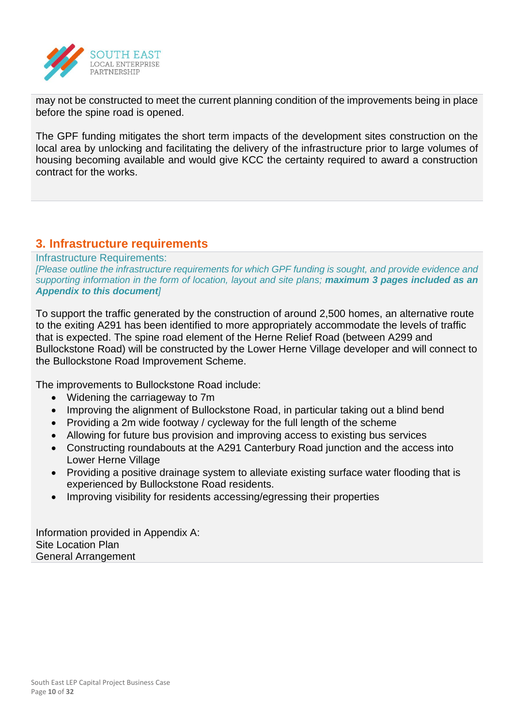may not be constructed to meet the current planning condition of the improvements being in place before the spine road is opened.

The GPF funding mitigates the short term impacts of the development sites construction on the local area by unlocking and facilitating the delivery of the infrastructure prior to large volumes of housing becoming available and would give KCC the certainty required to award a construction contract for the works.

## 3. Infrastructure requirements

Infrastructure Requirements:

*[Please outline the infrastructure requirements for which GPF funding is sought, and provide evidence and supporting information in the form of location, layout and site plans;* ***maximum 3 pages included as an Appendix to this document****]*

To support the traffic generated by the construction of around 2,500 homes, an alternative route to the exiting A291 has been identified to more appropriately accommodate the levels of traffic that is expected. The spine road element of the Herne Relief Road (between A299 and Bullockstone Road) will be constructed by the Lower Herne Village developer and will connect to the Bullockstone Road Improvement Scheme.

The improvements to Bullockstone Road include:

- Widening the carriageway to 7m
- Improving the alignment of Bullockstone Road, in particular taking out a blind bend
- Providing a 2m wide footway / cycleway for the full length of the scheme
- Allowing for future bus provision and improving access to existing bus services
- Constructing roundabouts at the A291 Canterbury Road junction and the access into Lower Herne Village
- Providing a positive drainage system to alleviate existing surface water flooding that is experienced by Bullockstone Road residents.
- Improving visibility for residents accessing/egressing their properties

Information provided in Appendix A:
Site Location Plan
General Arrangement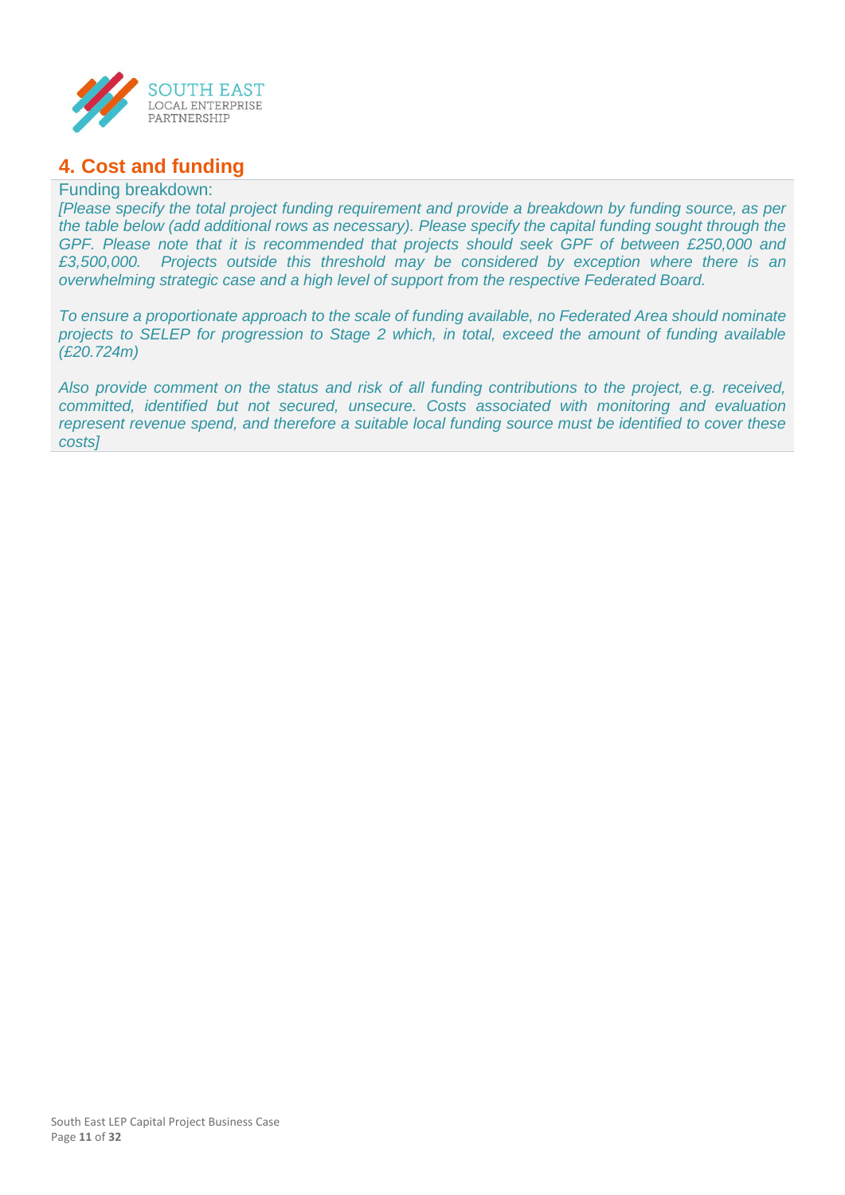## 4. Cost and funding

Funding breakdown:

*[Please specify the total project funding requirement and provide a breakdown by funding source, as per the table below (add additional rows as necessary). Please specify the capital funding sought through the GPF. Please note that it is recommended that projects should seek GPF of between £250,000 and £3,500,000. Projects outside this threshold may be considered by exception where there is an overwhelming strategic case and a high level of support from the respective Federated Board.*

*To ensure a proportionate approach to the scale of funding available, no Federated Area should nominate projects to SELEP for progression to Stage 2 which, in total, exceed the amount of funding available (£20.724m)*

*Also provide comment on the status and risk of all funding contributions to the project, e.g. received, committed, identified but not secured, unsecure. Costs associated with monitoring and evaluation represent revenue spend, and therefore a suitable local funding source must be identified to cover these costs]*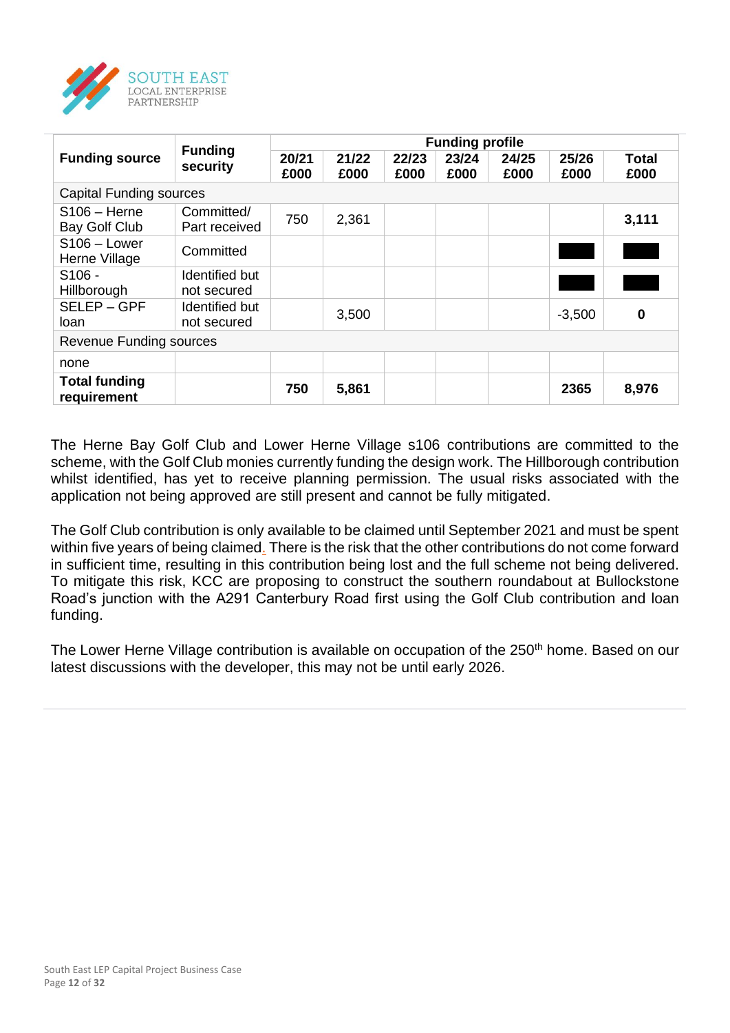| Funding source | Funding security | Funding profile | | | | | | |
|---|---|---|---|---|---|---|---|---|
| | | 20/21 £000 | 21/22 £000 | 22/23 £000 | 23/24 £000 | 24/25 £000 | 25/26 £000 | Total £000 |
| Capital Funding sources | | | | | | | | |
| S106 – Herne Bay Golf Club | Committed/ Part received | 750 | 2,361 | | | | | **3,111** |
| S106 – Lower Herne Village | Committed | | | | | | ███ | ███ |
| S106 - Hillborough | Identified but not secured | | | | | | ███ | ███ |
| SELEP – GPF loan | Identified but not secured | | 3,500 | | | | -3,500 | **0** |
| Revenue Funding sources | | | | | | | | |
| none | | | | | | | | |
| **Total funding requirement** | | **750** | **5,861** | | | | **2365** | **8,976** |

The Herne Bay Golf Club and Lower Herne Village s106 contributions are committed to the scheme, with the Golf Club monies currently funding the design work. The Hillborough contribution whilst identified, has yet to receive planning permission. The usual risks associated with the application not being approved are still present and cannot be fully mitigated.

The Golf Club contribution is only available to be claimed until September 2021 and must be spent within five years of being claimed. There is the risk that the other contributions do not come forward in sufficient time, resulting in this contribution being lost and the full scheme not being delivered. To mitigate this risk, KCC are proposing to construct the southern roundabout at Bullockstone Road's junction with the A291 Canterbury Road first using the Golf Club contribution and loan funding.

The Lower Herne Village contribution is available on occupation of the 250th home. Based on our latest discussions with the developer, this may not be until early 2026.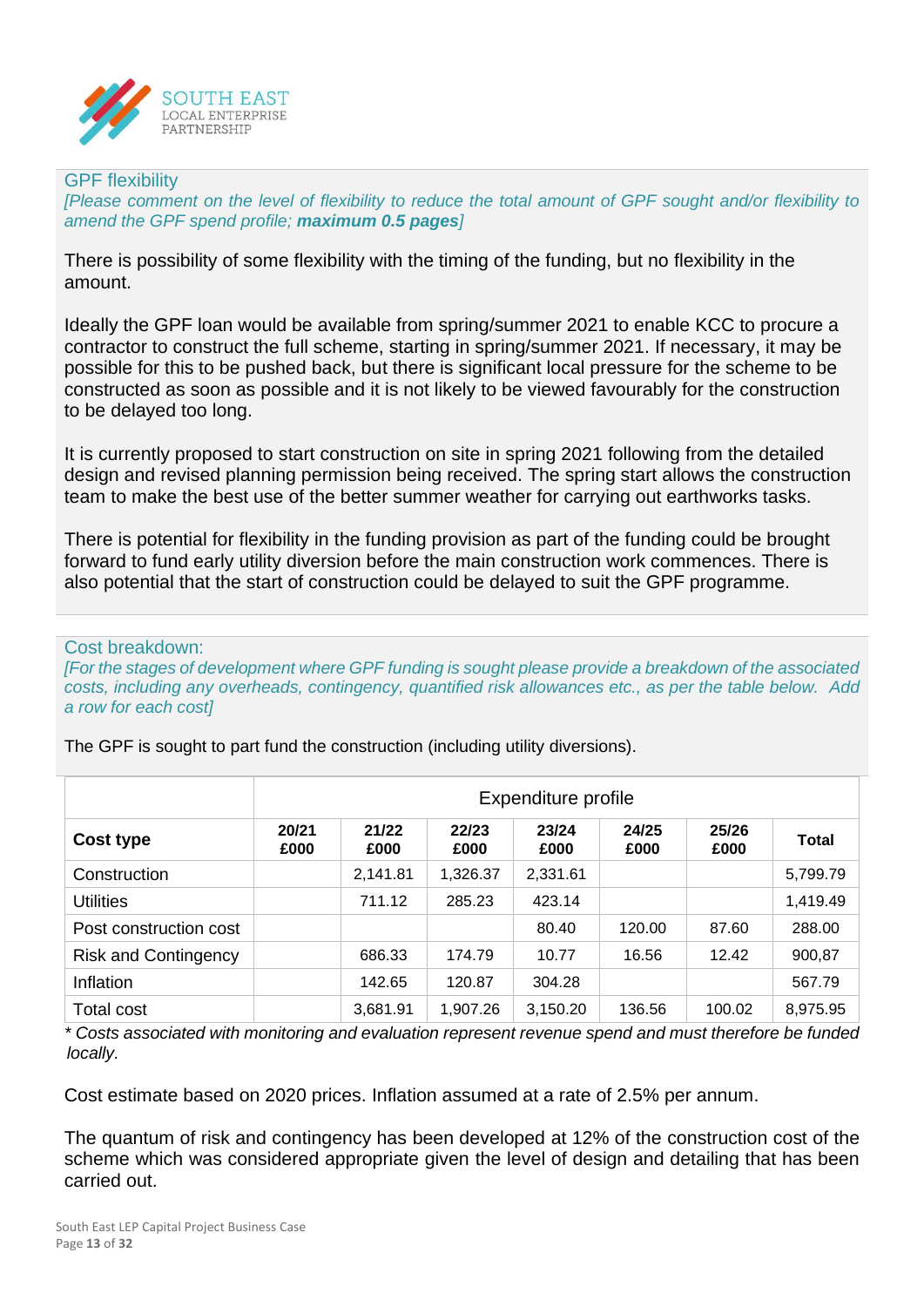## GPF flexibility

*[Please comment on the level of flexibility to reduce the total amount of GPF sought and/or flexibility to amend the GPF spend profile; **maximum 0.5 pages**]*

There is possibility of some flexibility with the timing of the funding, but no flexibility in the amount.

Ideally the GPF loan would be available from spring/summer 2021 to enable KCC to procure a contractor to construct the full scheme, starting in spring/summer 2021. If necessary, it may be possible for this to be pushed back, but there is significant local pressure for the scheme to be constructed as soon as possible and it is not likely to be viewed favourably for the construction to be delayed too long.

It is currently proposed to start construction on site in spring 2021 following from the detailed design and revised planning permission being received. The spring start allows the construction team to make the best use of the better summer weather for carrying out earthworks tasks.

There is potential for flexibility in the funding provision as part of the funding could be brought forward to fund early utility diversion before the main construction work commences. There is also potential that the start of construction could be delayed to suit the GPF programme.

## Cost breakdown:

*[For the stages of development where GPF funding is sought please provide a breakdown of the associated costs, including any overheads, contingency, quantified risk allowances etc., as per the table below. Add a row for each cost]*

The GPF is sought to part fund the construction (including utility diversions).

| | Expenditure profile | | | | | | |
|---|---|---|---|---|---|---|---|
| **Cost type** | **20/21 £000** | **21/22 £000** | **22/23 £000** | **23/24 £000** | **24/25 £000** | **25/26 £000** | **Total** |
| Construction | | 2,141.81 | 1,326.37 | 2,331.61 | | | 5,799.79 |
| Utilities | | 711.12 | 285.23 | 423.14 | | | 1,419.49 |
| Post construction cost | | | | 80.40 | 120.00 | 87.60 | 288.00 |
| Risk and Contingency | | 686.33 | 174.79 | 10.77 | 16.56 | 12.42 | 900,87 |
| Inflation | | 142.65 | 120.87 | 304.28 | | | 567.79 |
| Total cost | | 3,681.91 | 1,907.26 | 3,150.20 | 136.56 | 100.02 | 8,975.95 |

*\* Costs associated with monitoring and evaluation represent revenue spend and must therefore be funded locally.*

Cost estimate based on 2020 prices. Inflation assumed at a rate of 2.5% per annum.

The quantum of risk and contingency has been developed at 12% of the construction cost of the scheme which was considered appropriate given the level of design and detailing that has been carried out.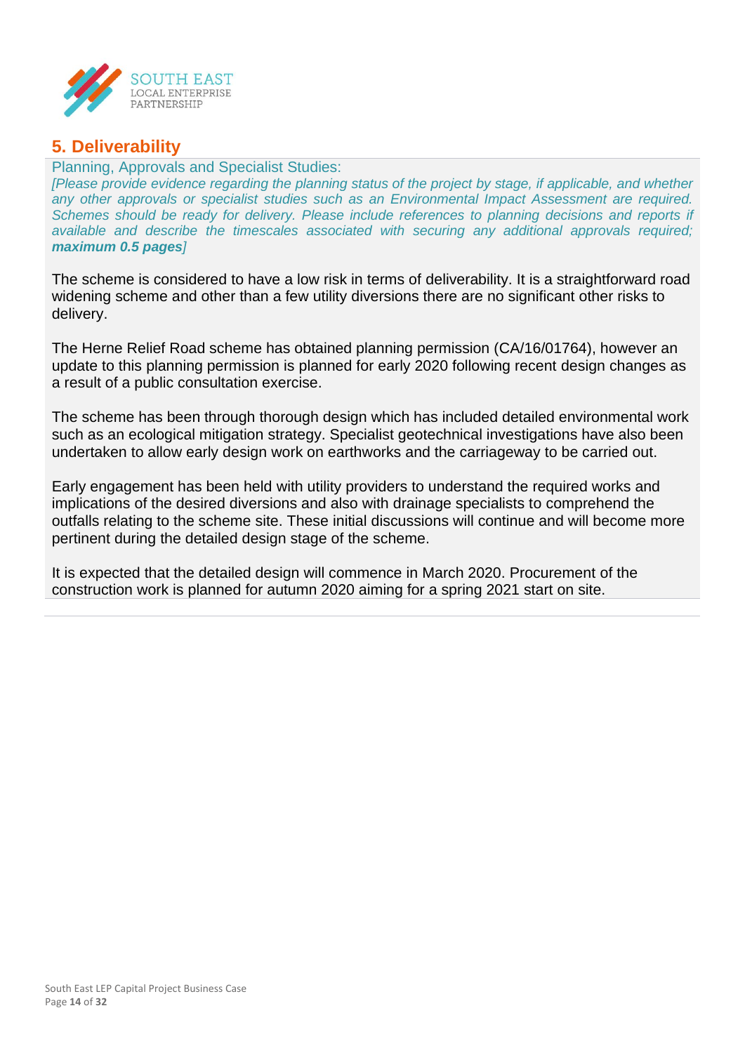## 5. Deliverability

Planning, Approvals and Specialist Studies:

*[Please provide evidence regarding the planning status of the project by stage, if applicable, and whether any other approvals or specialist studies such as an Environmental Impact Assessment are required. Schemes should be ready for delivery. Please include references to planning decisions and reports if available and describe the timescales associated with securing any additional approvals required;* ***maximum 0.5 pages****]*

The scheme is considered to have a low risk in terms of deliverability. It is a straightforward road widening scheme and other than a few utility diversions there are no significant other risks to delivery.

The Herne Relief Road scheme has obtained planning permission (CA/16/01764), however an update to this planning permission is planned for early 2020 following recent design changes as a result of a public consultation exercise.

The scheme has been through thorough design which has included detailed environmental work such as an ecological mitigation strategy. Specialist geotechnical investigations have also been undertaken to allow early design work on earthworks and the carriageway to be carried out.

Early engagement has been held with utility providers to understand the required works and implications of the desired diversions and also with drainage specialists to comprehend the outfalls relating to the scheme site. These initial discussions will continue and will become more pertinent during the detailed design stage of the scheme.

It is expected that the detailed design will commence in March 2020. Procurement of the construction work is planned for autumn 2020 aiming for a spring 2021 start on site.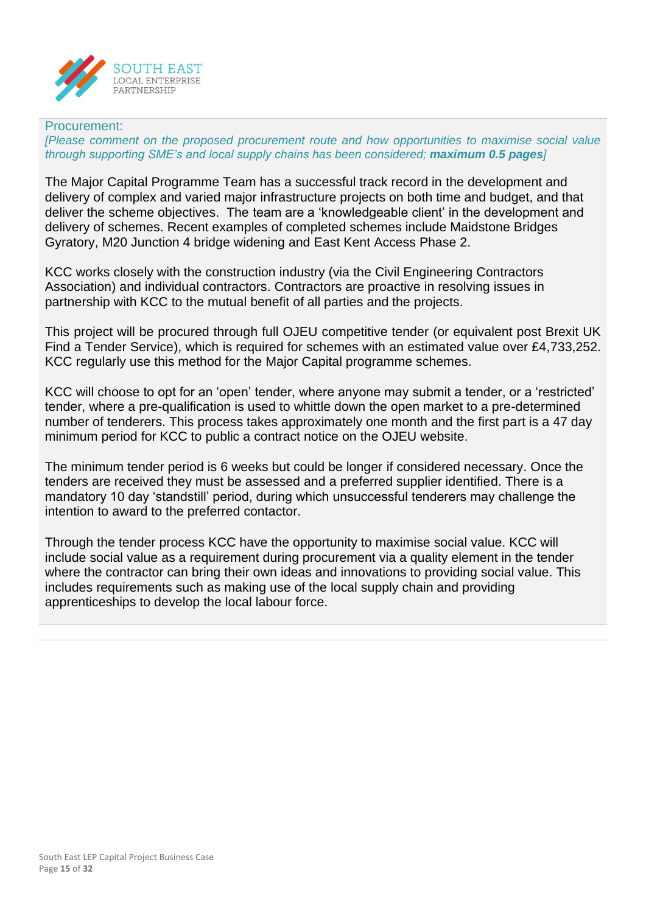Procurement:

*[Please comment on the proposed procurement route and how opportunities to maximise social value through supporting SME's and local supply chains has been considered;* ***maximum 0.5 pages****]*

The Major Capital Programme Team has a successful track record in the development and delivery of complex and varied major infrastructure projects on both time and budget, and that deliver the scheme objectives. The team are a 'knowledgeable client' in the development and delivery of schemes. Recent examples of completed schemes include Maidstone Bridges Gyratory, M20 Junction 4 bridge widening and East Kent Access Phase 2.

KCC works closely with the construction industry (via the Civil Engineering Contractors Association) and individual contractors. Contractors are proactive in resolving issues in partnership with KCC to the mutual benefit of all parties and the projects.

This project will be procured through full OJEU competitive tender (or equivalent post Brexit UK Find a Tender Service), which is required for schemes with an estimated value over £4,733,252. KCC regularly use this method for the Major Capital programme schemes.

KCC will choose to opt for an 'open' tender, where anyone may submit a tender, or a 'restricted' tender, where a pre-qualification is used to whittle down the open market to a pre-determined number of tenderers. This process takes approximately one month and the first part is a 47 day minimum period for KCC to public a contract notice on the OJEU website.

The minimum tender period is 6 weeks but could be longer if considered necessary. Once the tenders are received they must be assessed and a preferred supplier identified. There is a mandatory 10 day 'standstill' period, during which unsuccessful tenderers may challenge the intention to award to the preferred contactor.

Through the tender process KCC have the opportunity to maximise social value. KCC will include social value as a requirement during procurement via a quality element in the tender where the contractor can bring their own ideas and innovations to providing social value. This includes requirements such as making use of the local supply chain and providing apprenticeships to develop the local labour force.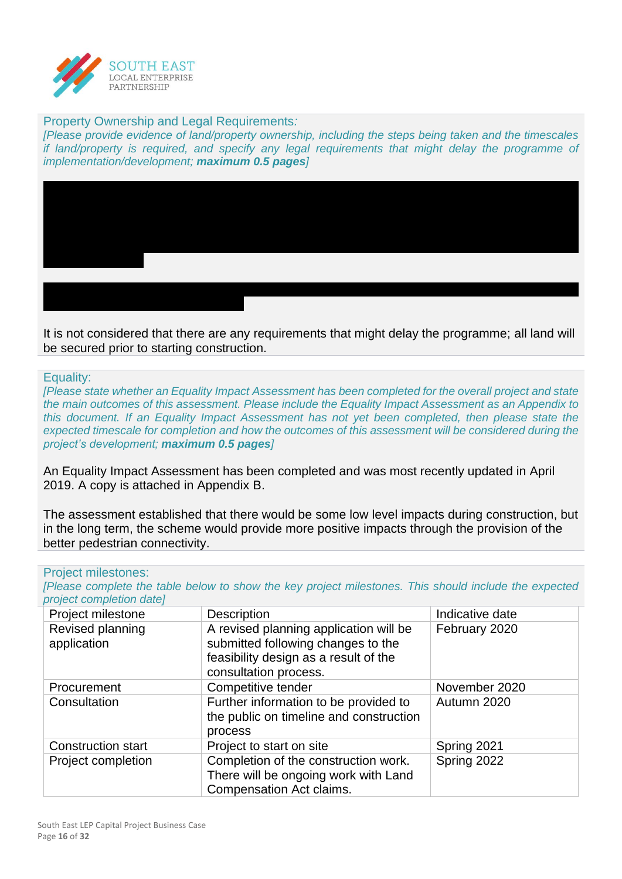Property Ownership and Legal Requirements:
*[Please provide evidence of land/property ownership, including the steps being taken and the timescales if land/property is required, and specify any legal requirements that might delay the programme of implementation/development; **maximum 0.5 pages**]*

It is not considered that there are any requirements that might delay the programme; all land will be secured prior to starting construction.

Equality:
*[Please state whether an Equality Impact Assessment has been completed for the overall project and state the main outcomes of this assessment. Please include the Equality Impact Assessment as an Appendix to this document. If an Equality Impact Assessment has not yet been completed, then please state the expected timescale for completion and how the outcomes of this assessment will be considered during the project's development; **maximum 0.5 pages**]*

An Equality Impact Assessment has been completed and was most recently updated in April 2019. A copy is attached in Appendix B.

The assessment established that there would be some low level impacts during construction, but in the long term, the scheme would provide more positive impacts through the provision of the better pedestrian connectivity.

Project milestones:
*[Please complete the table below to show the key project milestones. This should include the expected project completion date]*

| Project milestone | Description | Indicative date |
|---|---|---|
| Revised planning application | A revised planning application will be submitted following changes to the feasibility design as a result of the consultation process. | February 2020 |
| Procurement | Competitive tender | November 2020 |
| Consultation | Further information to be provided to the public on timeline and construction process | Autumn 2020 |
| Construction start | Project to start on site | Spring 2021 |
| Project completion | Completion of the construction work. There will be ongoing work with Land Compensation Act claims. | Spring 2022 |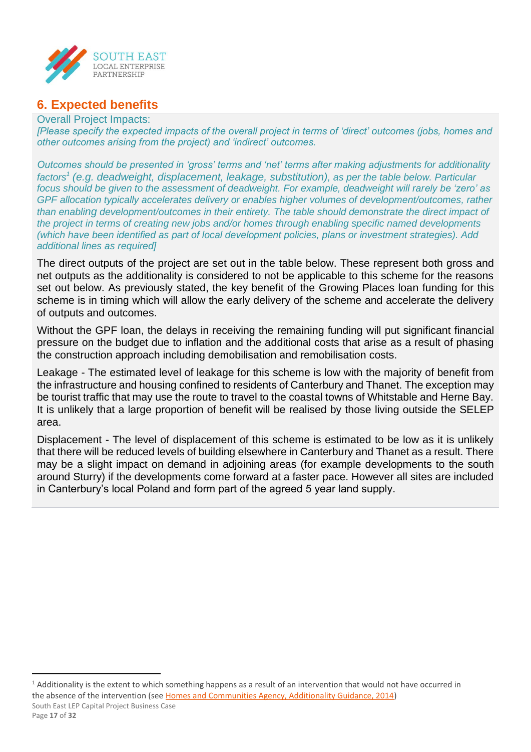## 6. Expected benefits

Overall Project Impacts:

*[Please specify the expected impacts of the overall project in terms of 'direct' outcomes (jobs, homes and other outcomes arising from the project) and 'indirect' outcomes.*

*Outcomes should be presented in 'gross' terms and 'net' terms after making adjustments for additionality factors[1] (e.g. deadweight, displacement, leakage, substitution), as per the table below. Particular focus should be given to the assessment of deadweight. For example, deadweight will rarely be 'zero' as GPF allocation typically accelerates delivery or enables higher volumes of development/outcomes, rather than enabling development/outcomes in their entirety. The table should demonstrate the direct impact of the project in terms of creating new jobs and/or homes through enabling specific named developments (which have been identified as part of local development policies, plans or investment strategies). Add additional lines as required]*

The direct outputs of the project are set out in the table below. These represent both gross and net outputs as the additionality is considered to not be applicable to this scheme for the reasons set out below. As previously stated, the key benefit of the Growing Places loan funding for this scheme is in timing which will allow the early delivery of the scheme and accelerate the delivery of outputs and outcomes.

Without the GPF loan, the delays in receiving the remaining funding will put significant financial pressure on the budget due to inflation and the additional costs that arise as a result of phasing the construction approach including demobilisation and remobilisation costs.

Leakage - The estimated level of leakage for this scheme is low with the majority of benefit from the infrastructure and housing confined to residents of Canterbury and Thanet. The exception may be tourist traffic that may use the route to travel to the coastal towns of Whitstable and Herne Bay. It is unlikely that a large proportion of benefit will be realised by those living outside the SELEP area.

Displacement - The level of displacement of this scheme is estimated to be low as it is unlikely that there will be reduced levels of building elsewhere in Canterbury and Thanet as a result. There may be a slight impact on demand in adjoining areas (for example developments to the south around Sturry) if the developments come forward at a faster pace. However all sites are included in Canterbury's local Poland and form part of the agreed 5 year land supply.

[1] Additionality is the extent to which something happens as a result of an intervention that would not have occurred in the absence of the intervention (see Homes and Communities Agency, Additionality Guidance, 2014)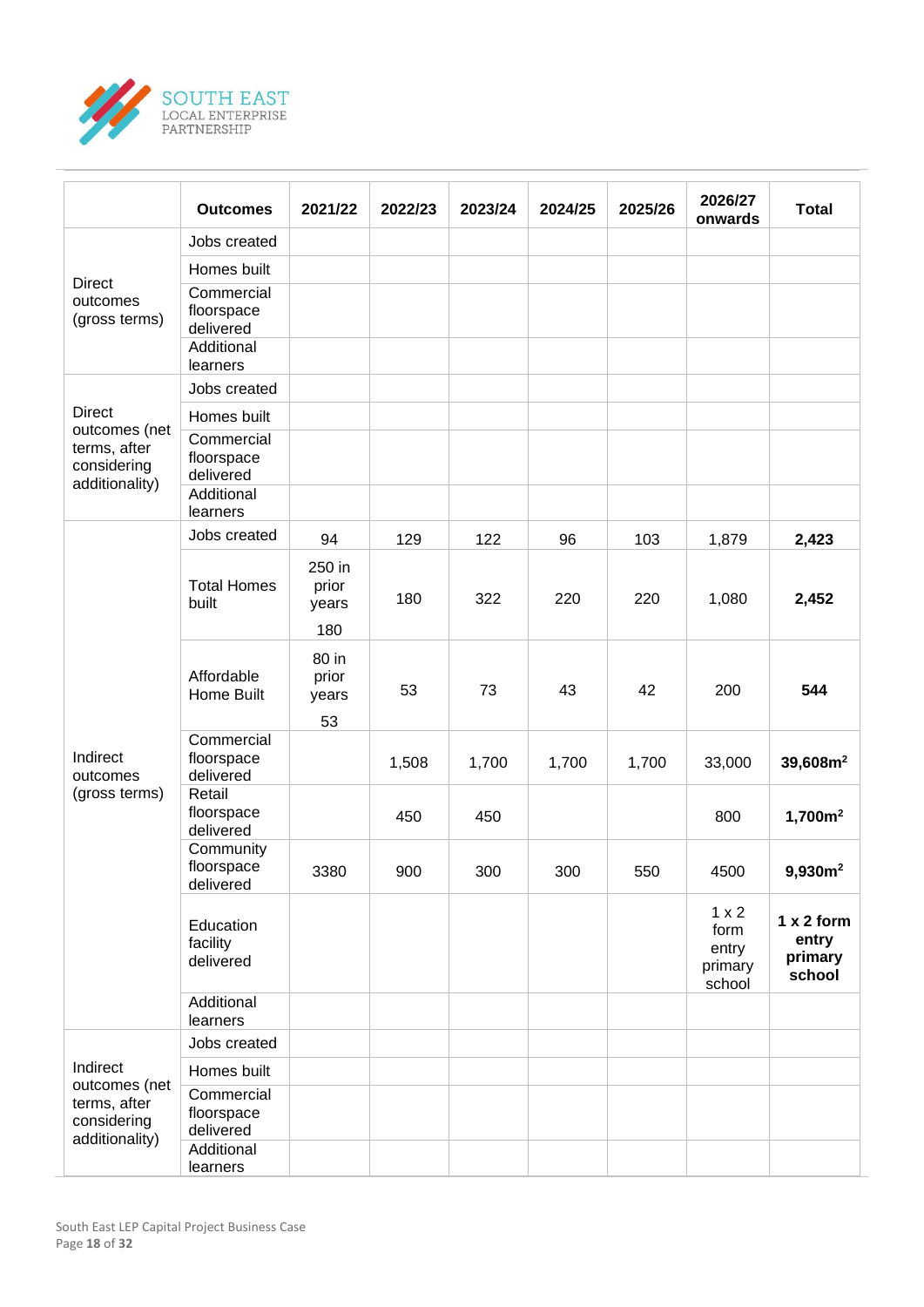| | Outcomes | 2021/22 | 2022/23 | 2023/24 | 2024/25 | 2025/26 | 2026/27 onwards | Total |
|---|---|---|---|---|---|---|---|---|
| Direct outcomes (gross terms) | Jobs created | | | | | | | |
| | Homes built | | | | | | | |
| | Commercial floorspace delivered | | | | | | | |
| | Additional learners | | | | | | | |
| Direct outcomes (net terms, after considering additionality) | Jobs created | | | | | | | |
| | Homes built | | | | | | | |
| | Commercial floorspace delivered | | | | | | | |
| | Additional learners | | | | | | | |
| Indirect outcomes (gross terms) | Jobs created | 94 | 129 | 122 | 96 | 103 | 1,879 | **2,423** |
| | Total Homes built | 250 in prior years 180 | 180 | 322 | 220 | 220 | 1,080 | **2,452** |
| | Affordable Home Built | 80 in prior years 53 | 53 | 73 | 43 | 42 | 200 | **544** |
| | Commercial floorspace delivered | | 1,508 | 1,700 | 1,700 | 1,700 | 33,000 | **39,608m²** |
| | Retail floorspace delivered | | 450 | 450 | | | 800 | **1,700m²** |
| | Community floorspace delivered | 3380 | 900 | 300 | 300 | 550 | 4500 | **9,930m²** |
| | Education facility delivered | | | | | | 1 x 2 form entry primary school | **1 x 2 form entry primary school** |
| | Additional learners | | | | | | | |
| Indirect outcomes (net terms, after considering additionality) | Jobs created | | | | | | | |
| | Homes built | | | | | | | |
| | Commercial floorspace delivered | | | | | | | |
| | Additional learners | | | | | | | |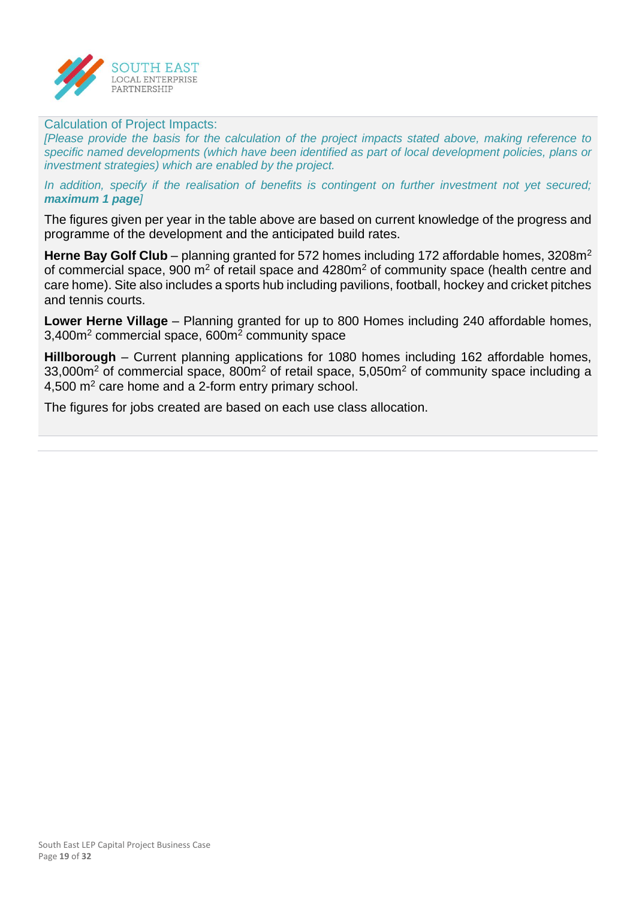Calculation of Project Impacts:

*[Please provide the basis for the calculation of the project impacts stated above, making reference to specific named developments (which have been identified as part of local development policies, plans or investment strategies) which are enabled by the project.*

*In addition, specify if the realisation of benefits is contingent on further investment not yet secured;* ***maximum 1 page****]*

The figures given per year in the table above are based on current knowledge of the progress and programme of the development and the anticipated build rates.

**Herne Bay Golf Club** – planning granted for 572 homes including 172 affordable homes, 3208m$^2$ of commercial space, 900 m$^2$ of retail space and 4280m$^2$ of community space (health centre and care home). Site also includes a sports hub including pavilions, football, hockey and cricket pitches and tennis courts.

**Lower Herne Village** – Planning granted for up to 800 Homes including 240 affordable homes, 3,400m$^2$ commercial space, 600m$^2$ community space

**Hillborough** – Current planning applications for 1080 homes including 162 affordable homes, 33,000m$^2$ of commercial space, 800m$^2$ of retail space, 5,050m$^2$ of community space including a 4,500 m$^2$ care home and a 2-form entry primary school.

The figures for jobs created are based on each use class allocation.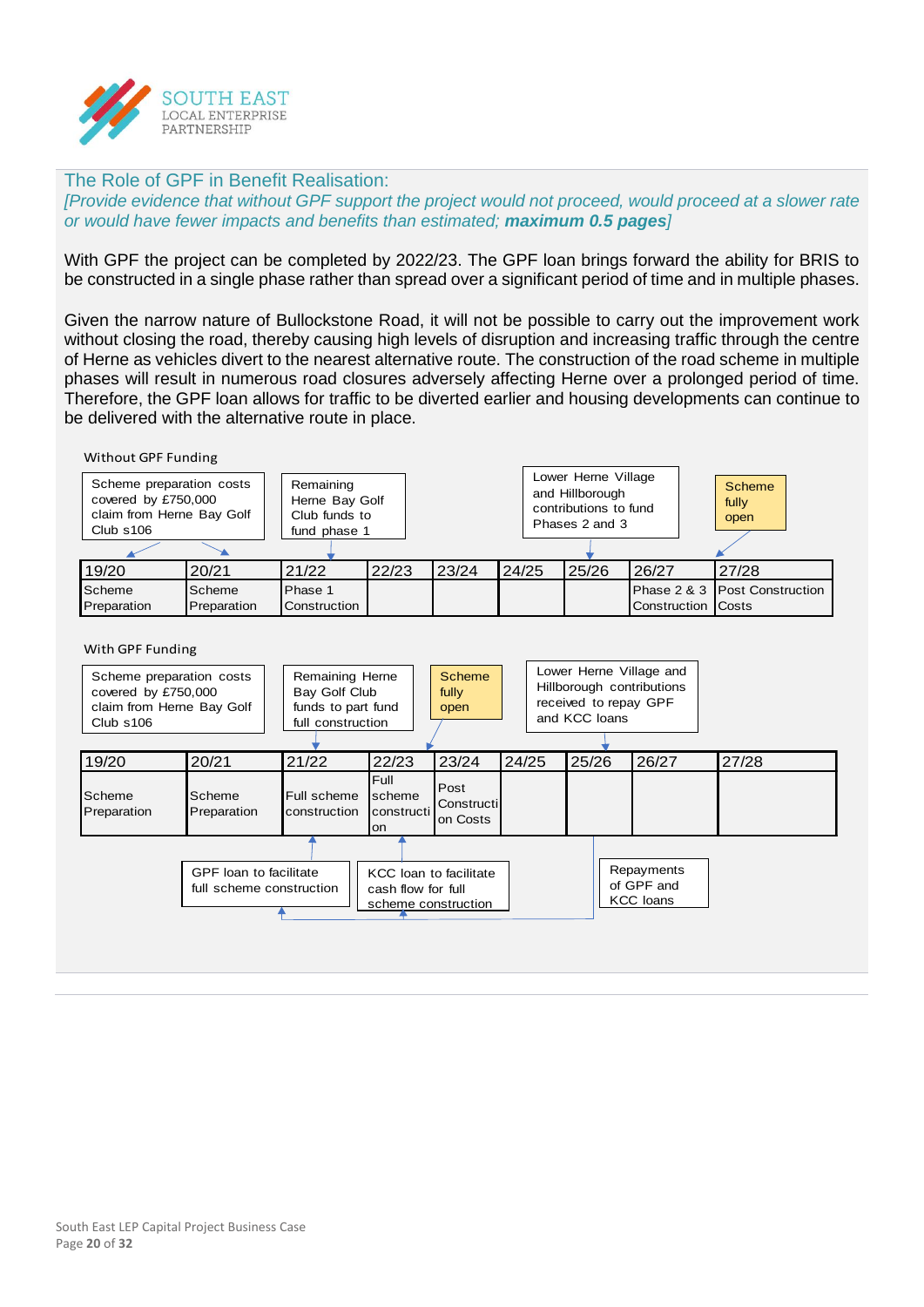## The Role of GPF in Benefit Realisation:

*[Provide evidence that without GPF support the project would not proceed, would proceed at a slower rate or would have fewer impacts and benefits than estimated;* ***maximum 0.5 pages****]*

With GPF the project can be completed by 2022/23. The GPF loan brings forward the ability for BRIS to be constructed in a single phase rather than spread over a significant period of time and in multiple phases.

Given the narrow nature of Bullockstone Road, it will not be possible to carry out the improvement work without closing the road, thereby causing high levels of disruption and increasing traffic through the centre of Herne as vehicles divert to the nearest alternative route. The construction of the road scheme in multiple phases will result in numerous road closures adversely affecting Herne over a prolonged period of time. Therefore, the GPF loan allows for traffic to be diverted earlier and housing developments can continue to be delivered with the alternative route in place.

**Without GPF Funding**

- Scheme preparation costs covered by £750,000 claim from Herne Bay Golf Club s106 (→ 19/20, 20/21)
- Remaining Herne Bay Golf Club funds to fund phase 1 (→ 21/22)
- Lower Herne Village and Hillborough contributions to fund Phases 2 and 3 (→ 25/26)
- Scheme fully open (→ 27/28)

| 19/20 | 20/21 | 21/22 | 22/23 | 23/24 | 24/25 | 25/26 | 26/27 | 27/28 |
|---|---|---|---|---|---|---|---|---|
| Scheme Preparation | Scheme Preparation | Phase 1 Construction | | | | | Phase 2 & 3 Construction | Post Construction Costs |

**With GPF Funding**

- Scheme preparation costs covered by £750,000 claim from Herne Bay Golf Club s106
- Remaining Herne Bay Golf Club funds to part fund full construction (→ 21/22)
- Scheme fully open (→ 22/23)
- Lower Herne Village and Hillborough contributions received to repay GPF and KCC loans (→ 25/26)

| 19/20 | 20/21 | 21/22 | 22/23 | 23/24 | 24/25 | 25/26 | 26/27 | 27/28 |
|---|---|---|---|---|---|---|---|---|
| Scheme Preparation | Scheme Preparation | Full scheme construction | Full scheme construction | Post Construction Costs | | | | |

- GPF loan to facilitate full scheme construction (→ 21/22)
- KCC loan to facilitate cash flow for full scheme construction (→ 22/23)
- Repayments of GPF and KCC loans (→ 25/26)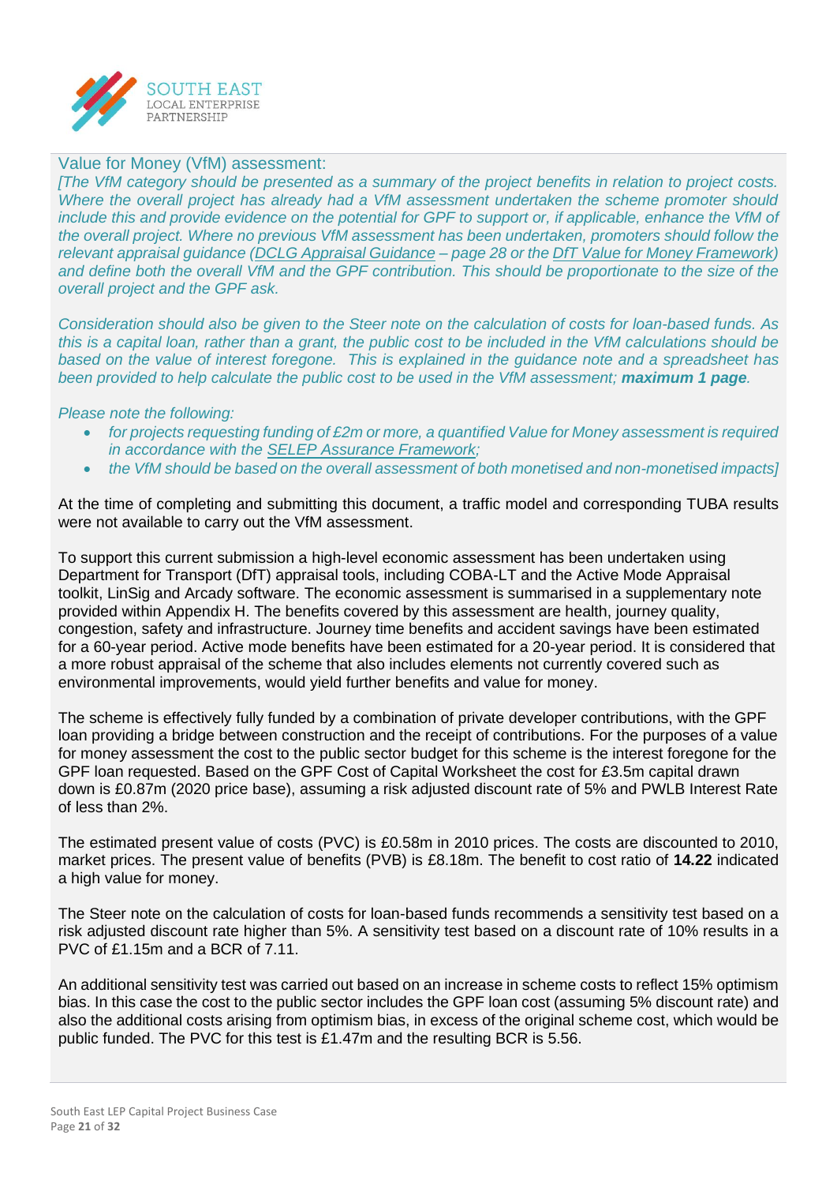Value for Money (VfM) assessment:

*[The VfM category should be presented as a summary of the project benefits in relation to project costs. Where the overall project has already had a VfM assessment undertaken the scheme promoter should include this and provide evidence on the potential for GPF to support or, if applicable, enhance the VfM of the overall project. Where no previous VfM assessment has been undertaken, promoters should follow the relevant appraisal guidance (DCLG Appraisal Guidance – page 28 or the DfT Value for Money Framework) and define both the overall VfM and the GPF contribution. This should be proportionate to the size of the overall project and the GPF ask.*

*Consideration should also be given to the Steer note on the calculation of costs for loan-based funds. As this is a capital loan, rather than a grant, the public cost to be included in the VfM calculations should be based on the value of interest foregone. This is explained in the guidance note and a spreadsheet has been provided to help calculate the public cost to be used in the VfM assessment;* ***maximum 1 page****.*

*Please note the following:*

- *for projects requesting funding of £2m or more, a quantified Value for Money assessment is required in accordance with the SELEP Assurance Framework;*
- *the VfM should be based on the overall assessment of both monetised and non-monetised impacts]*

At the time of completing and submitting this document, a traffic model and corresponding TUBA results were not available to carry out the VfM assessment.

To support this current submission a high-level economic assessment has been undertaken using Department for Transport (DfT) appraisal tools, including COBA-LT and the Active Mode Appraisal toolkit, LinSig and Arcady software. The economic assessment is summarised in a supplementary note provided within Appendix H. The benefits covered by this assessment are health, journey quality, congestion, safety and infrastructure. Journey time benefits and accident savings have been estimated for a 60-year period. Active mode benefits have been estimated for a 20-year period. It is considered that a more robust appraisal of the scheme that also includes elements not currently covered such as environmental improvements, would yield further benefits and value for money.

The scheme is effectively fully funded by a combination of private developer contributions, with the GPF loan providing a bridge between construction and the receipt of contributions. For the purposes of a value for money assessment the cost to the public sector budget for this scheme is the interest foregone for the GPF loan requested. Based on the GPF Cost of Capital Worksheet the cost for £3.5m capital drawn down is £0.87m (2020 price base), assuming a risk adjusted discount rate of 5% and PWLB Interest Rate of less than 2%.

The estimated present value of costs (PVC) is £0.58m in 2010 prices. The costs are discounted to 2010, market prices. The present value of benefits (PVB) is £8.18m. The benefit to cost ratio of **14.22** indicated a high value for money.

The Steer note on the calculation of costs for loan-based funds recommends a sensitivity test based on a risk adjusted discount rate higher than 5%. A sensitivity test based on a discount rate of 10% results in a PVC of £1.15m and a BCR of 7.11.

An additional sensitivity test was carried out based on an increase in scheme costs to reflect 15% optimism bias. In this case the cost to the public sector includes the GPF loan cost (assuming 5% discount rate) and also the additional costs arising from optimism bias, in excess of the original scheme cost, which would be public funded. The PVC for this test is £1.47m and the resulting BCR is 5.56.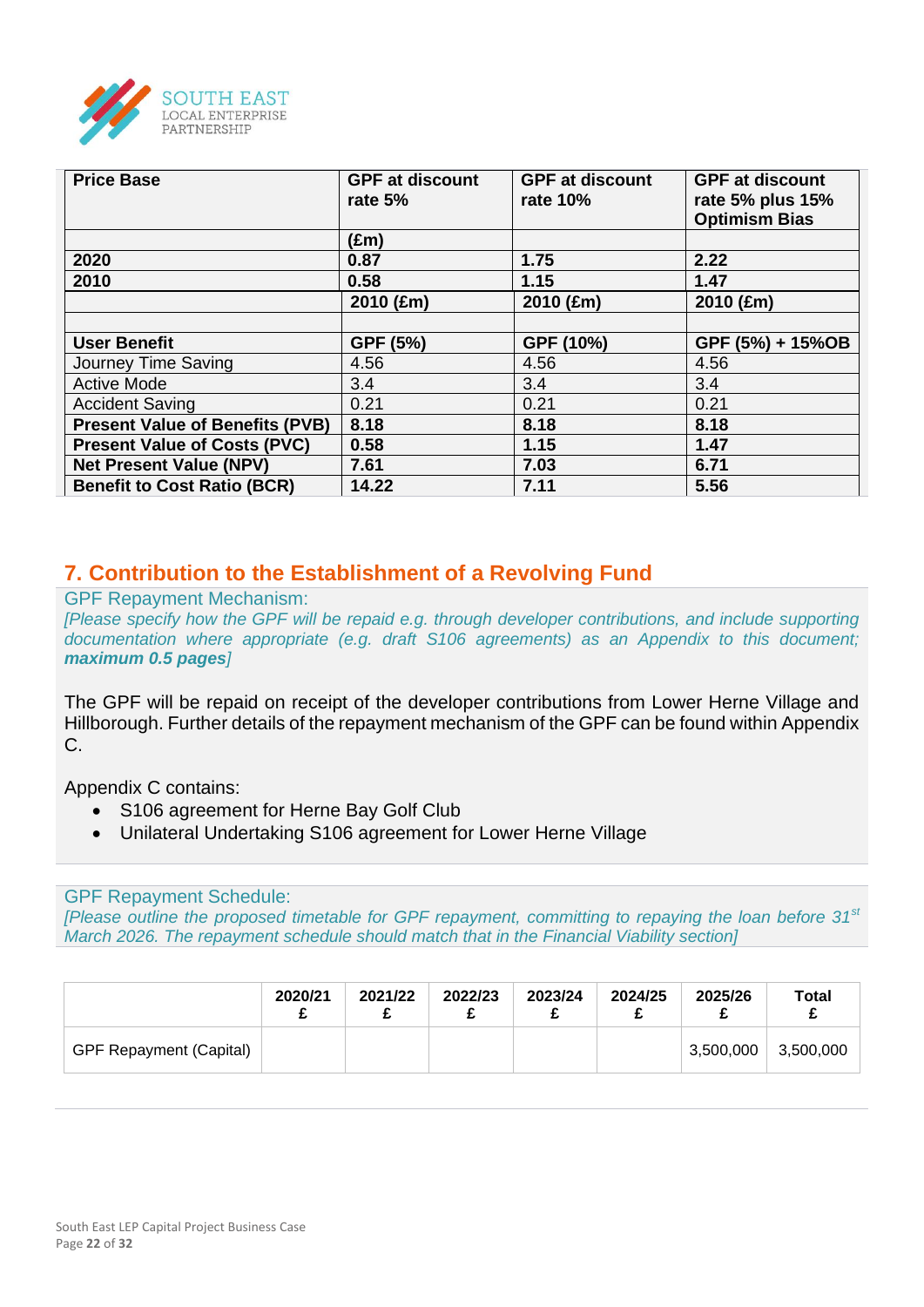| **Price Base** | **GPF at discount rate 5%** | **GPF at discount rate 10%** | **GPF at discount rate 5% plus 15% Optimism Bias** |
|---|---|---|---|
| | **(£m)** | | |
| **2020** | **0.87** | **1.75** | **2.22** |
| **2010** | **0.58** | **1.15** | **1.47** |
| | **2010 (£m)** | **2010 (£m)** | **2010 (£m)** |
| | | | |
| **User Benefit** | **GPF (5%)** | **GPF (10%)** | **GPF (5%) + 15%OB** |
| Journey Time Saving | 4.56 | 4.56 | 4.56 |
| Active Mode | 3.4 | 3.4 | 3.4 |
| Accident Saving | 0.21 | 0.21 | 0.21 |
| **Present Value of Benefits (PVB)** | **8.18** | **8.18** | **8.18** |
| **Present Value of Costs (PVC)** | **0.58** | **1.15** | **1.47** |
| **Net Present Value (NPV)** | **7.61** | **7.03** | **6.71** |
| **Benefit to Cost Ratio (BCR)** | **14.22** | **7.11** | **5.56** |

## 7. Contribution to the Establishment of a Revolving Fund

GPF Repayment Mechanism:

*[Please specify how the GPF will be repaid e.g. through developer contributions, and include supporting documentation where appropriate (e.g. draft S106 agreements) as an Appendix to this document;* ***maximum 0.5 pages****]*

The GPF will be repaid on receipt of the developer contributions from Lower Herne Village and Hillborough. Further details of the repayment mechanism of the GPF can be found within Appendix C.

Appendix C contains:

- S106 agreement for Herne Bay Golf Club
- Unilateral Undertaking S106 agreement for Lower Herne Village

GPF Repayment Schedule:

*[Please outline the proposed timetable for GPF repayment, committing to repaying the loan before 31st March 2026. The repayment schedule should match that in the Financial Viability section]*

| | 2020/21 £ | 2021/22 £ | 2022/23 £ | 2023/24 £ | 2024/25 £ | 2025/26 £ | Total £ |
|---|---|---|---|---|---|---|---|
| GPF Repayment (Capital) | | | | | | 3,500,000 | 3,500,000 |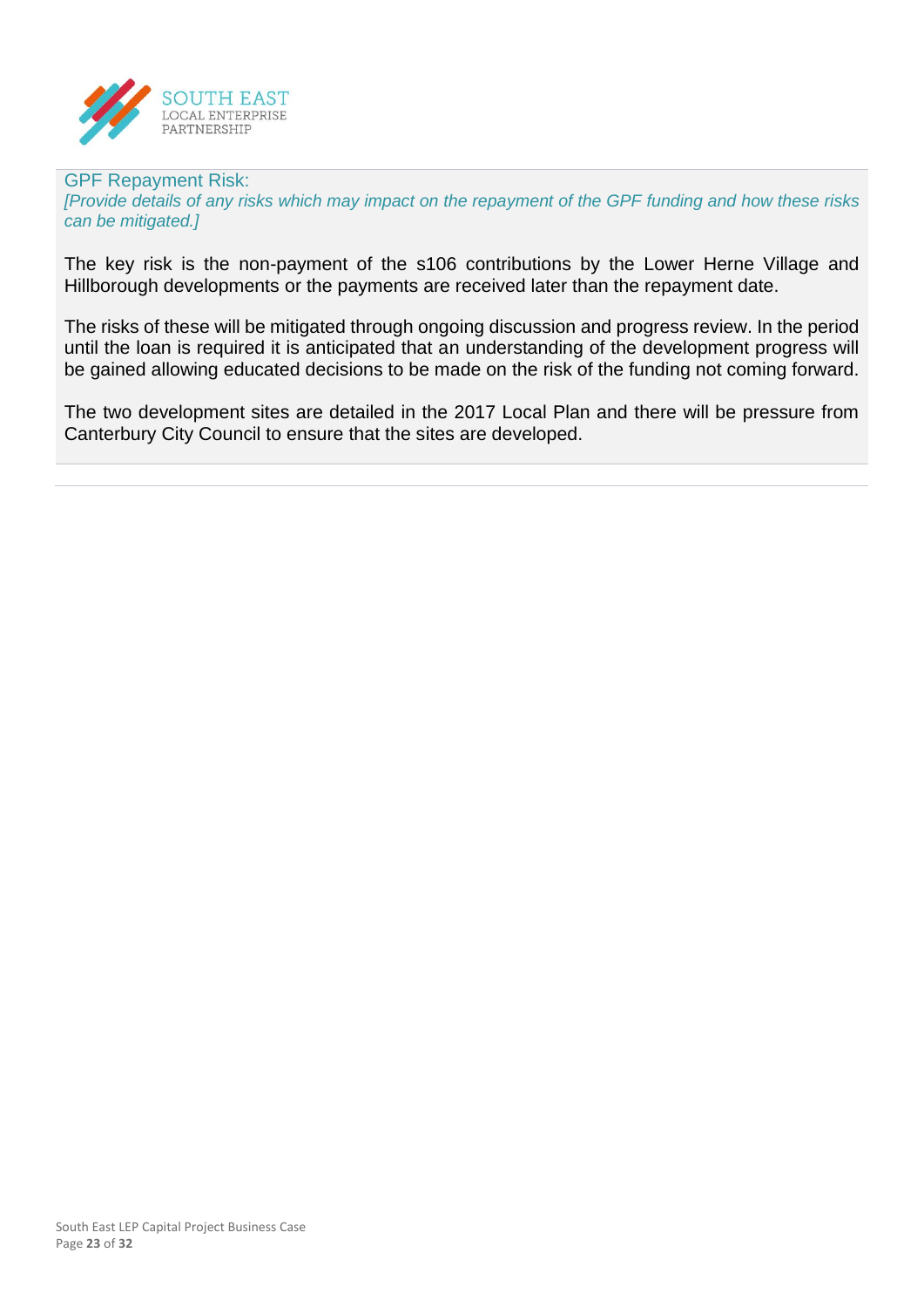GPF Repayment Risk:

*[Provide details of any risks which may impact on the repayment of the GPF funding and how these risks can be mitigated.]*

The key risk is the non-payment of the s106 contributions by the Lower Herne Village and Hillborough developments or the payments are received later than the repayment date.

The risks of these will be mitigated through ongoing discussion and progress review. In the period until the loan is required it is anticipated that an understanding of the development progress will be gained allowing educated decisions to be made on the risk of the funding not coming forward.

The two development sites are detailed in the 2017 Local Plan and there will be pressure from Canterbury City Council to ensure that the sites are developed.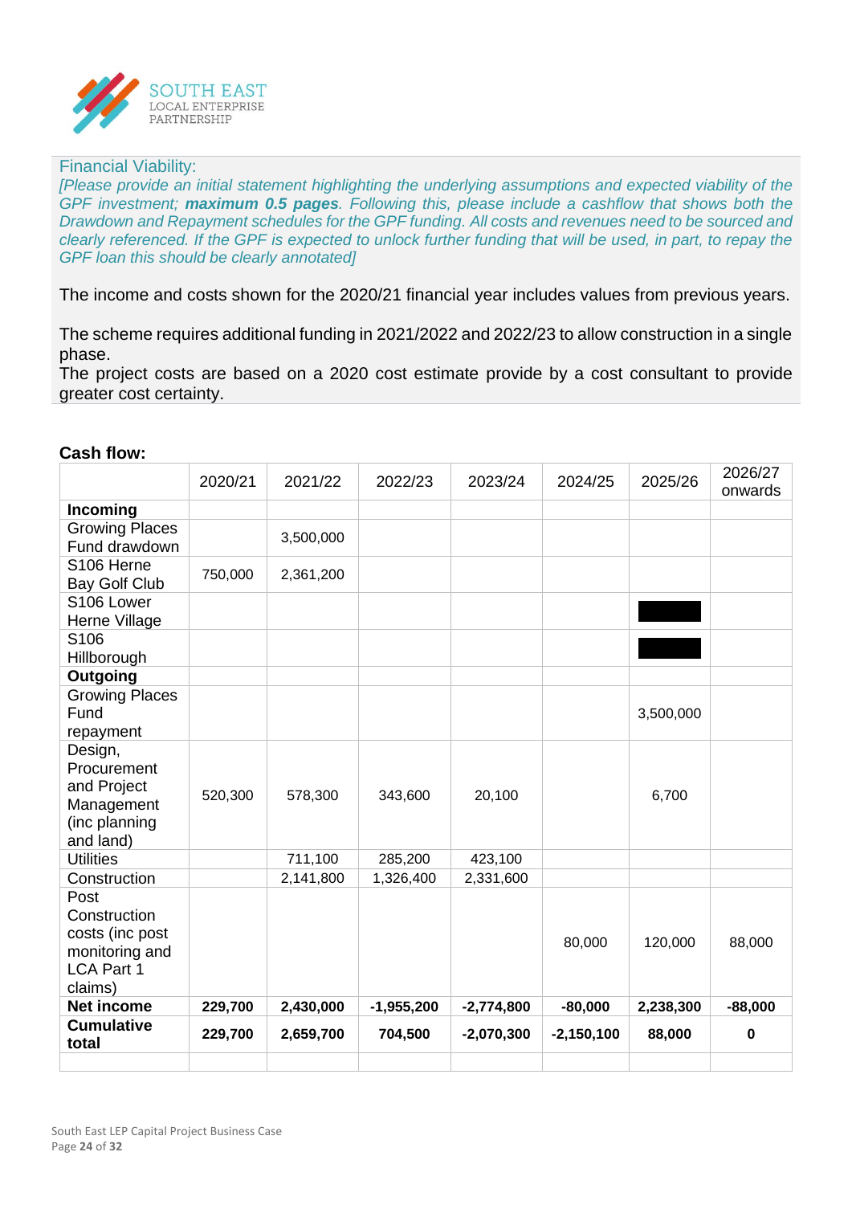Financial Viability:

*[Please provide an initial statement highlighting the underlying assumptions and expected viability of the GPF investment; **maximum 0.5 pages**. Following this, please include a cashflow that shows both the Drawdown and Repayment schedules for the GPF funding. All costs and revenues need to be sourced and clearly referenced. If the GPF is expected to unlock further funding that will be used, in part, to repay the GPF loan this should be clearly annotated]*

The income and costs shown for the 2020/21 financial year includes values from previous years.

The scheme requires additional funding in 2021/2022 and 2022/23 to allow construction in a single phase.

The project costs are based on a 2020 cost estimate provide by a cost consultant to provide greater cost certainty.

**Cash flow:**

| | 2020/21 | 2021/22 | 2022/23 | 2023/24 | 2024/25 | 2025/26 | 2026/27 onwards |
|---|---|---|---|---|---|---|---|
| **Incoming** | | | | | | | |
| Growing Places Fund drawdown | | 3,500,000 | | | | | |
| S106 Herne Bay Golf Club | 750,000 | 2,361,200 | | | | | |
| S106 Lower Herne Village | | | | | | [redacted] | |
| S106 Hillborough | | | | | | [redacted] | |
| **Outgoing** | | | | | | | |
| Growing Places Fund repayment | | | | | | 3,500,000 | |
| Design, Procurement and Project Management (inc planning and land) | 520,300 | 578,300 | 343,600 | 20,100 | | 6,700 | |
| Utilities | | 711,100 | 285,200 | 423,100 | | | |
| Construction | | 2,141,800 | 1,326,400 | 2,331,600 | | | |
| Post Construction costs (inc post monitoring and LCA Part 1 claims) | | | | | 80,000 | 120,000 | 88,000 |
| **Net income** | **229,700** | **2,430,000** | **-1,955,200** | **-2,774,800** | **-80,000** | **2,238,300** | **-88,000** |
| **Cumulative total** | **229,700** | **2,659,700** | **704,500** | **-2,070,300** | **-2,150,100** | **88,000** | **0** |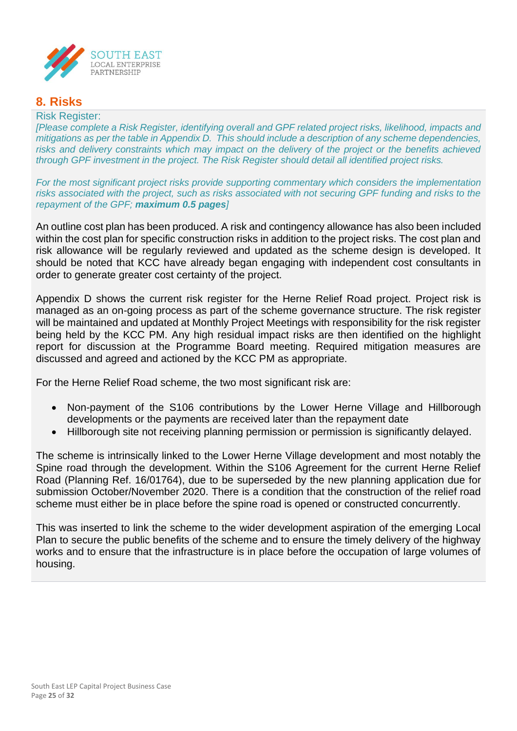## 8. Risks

### Risk Register:

*[Please complete a Risk Register, identifying overall and GPF related project risks, likelihood, impacts and mitigations as per the table in Appendix D. This should include a description of any scheme dependencies, risks and delivery constraints which may impact on the delivery of the project or the benefits achieved through GPF investment in the project. The Risk Register should detail all identified project risks.*

*For the most significant project risks provide supporting commentary which considers the implementation risks associated with the project, such as risks associated with not securing GPF funding and risks to the repayment of the GPF;* ***maximum 0.5 pages****]*

An outline cost plan has been produced. A risk and contingency allowance has also been included within the cost plan for specific construction risks in addition to the project risks. The cost plan and risk allowance will be regularly reviewed and updated as the scheme design is developed. It should be noted that KCC have already began engaging with independent cost consultants in order to generate greater cost certainty of the project.

Appendix D shows the current risk register for the Herne Relief Road project. Project risk is managed as an on-going process as part of the scheme governance structure. The risk register will be maintained and updated at Monthly Project Meetings with responsibility for the risk register being held by the KCC PM. Any high residual impact risks are then identified on the highlight report for discussion at the Programme Board meeting. Required mitigation measures are discussed and agreed and actioned by the KCC PM as appropriate.

For the Herne Relief Road scheme, the two most significant risk are:

- Non-payment of the S106 contributions by the Lower Herne Village and Hillborough developments or the payments are received later than the repayment date
- Hillborough site not receiving planning permission or permission is significantly delayed.

The scheme is intrinsically linked to the Lower Herne Village development and most notably the Spine road through the development. Within the S106 Agreement for the current Herne Relief Road (Planning Ref. 16/01764), due to be superseded by the new planning application due for submission October/November 2020. There is a condition that the construction of the relief road scheme must either be in place before the spine road is opened or constructed concurrently.

This was inserted to link the scheme to the wider development aspiration of the emerging Local Plan to secure the public benefits of the scheme and to ensure the timely delivery of the highway works and to ensure that the infrastructure is in place before the occupation of large volumes of housing.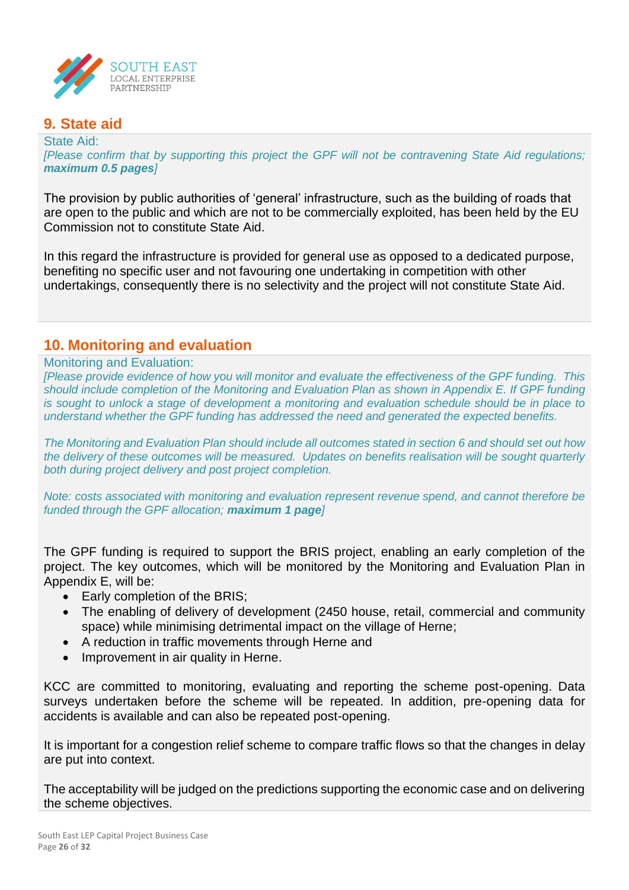## 9. State aid

State Aid:

*[Please confirm that by supporting this project the GPF will not be contravening State Aid regulations;* ***maximum 0.5 pages****]*

The provision by public authorities of 'general' infrastructure, such as the building of roads that are open to the public and which are not to be commercially exploited, has been held by the EU Commission not to constitute State Aid.

In this regard the infrastructure is provided for general use as opposed to a dedicated purpose, benefiting no specific user and not favouring one undertaking in competition with other undertakings, consequently there is no selectivity and the project will not constitute State Aid.

## 10. Monitoring and evaluation

Monitoring and Evaluation:

*[Please provide evidence of how you will monitor and evaluate the effectiveness of the GPF funding. This should include completion of the Monitoring and Evaluation Plan as shown in Appendix E. If GPF funding is sought to unlock a stage of development a monitoring and evaluation schedule should be in place to understand whether the GPF funding has addressed the need and generated the expected benefits.*

*The Monitoring and Evaluation Plan should include all outcomes stated in section 6 and should set out how the delivery of these outcomes will be measured. Updates on benefits realisation will be sought quarterly both during project delivery and post project completion.*

*Note: costs associated with monitoring and evaluation represent revenue spend, and cannot therefore be funded through the GPF allocation;* ***maximum 1 page****]*

The GPF funding is required to support the BRIS project, enabling an early completion of the project. The key outcomes, which will be monitored by the Monitoring and Evaluation Plan in Appendix E, will be:

- Early completion of the BRIS;
- The enabling of delivery of development (2450 house, retail, commercial and community space) while minimising detrimental impact on the village of Herne;
- A reduction in traffic movements through Herne and
- Improvement in air quality in Herne.

KCC are committed to monitoring, evaluating and reporting the scheme post-opening. Data surveys undertaken before the scheme will be repeated. In addition, pre-opening data for accidents is available and can also be repeated post-opening.

It is important for a congestion relief scheme to compare traffic flows so that the changes in delay are put into context.

The acceptability will be judged on the predictions supporting the economic case and on delivering the scheme objectives.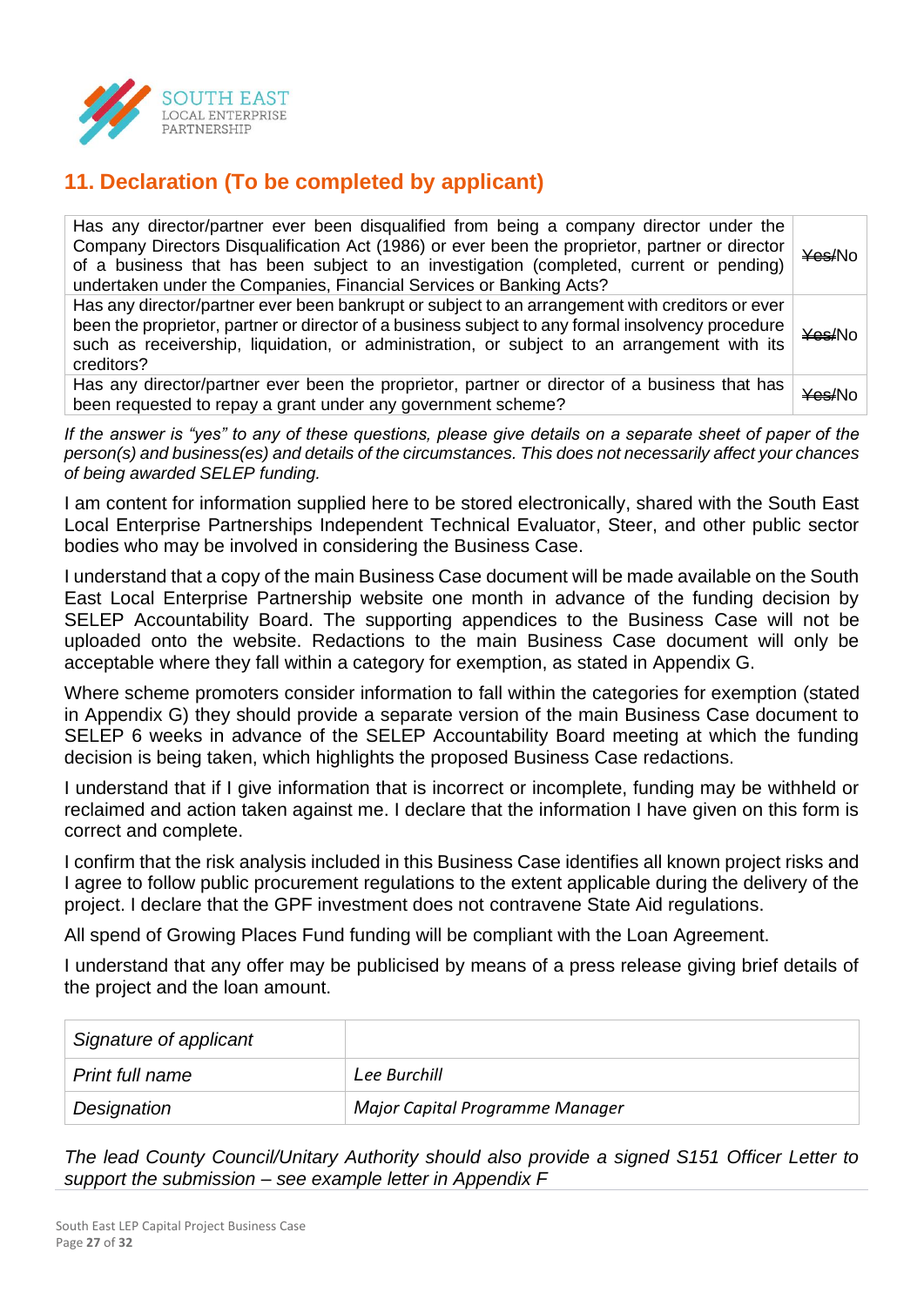## 11. Declaration (To be completed by applicant)

| | |
|---|---|
| Has any director/partner ever been disqualified from being a company director under the Company Directors Disqualification Act (1986) or ever been the proprietor, partner or director of a business that has been subject to an investigation (completed, current or pending) undertaken under the Companies, Financial Services or Banking Acts? | ~~Yes/~~No |
| Has any director/partner ever been bankrupt or subject to an arrangement with creditors or ever been the proprietor, partner or director of a business subject to any formal insolvency procedure such as receivership, liquidation, or administration, or subject to an arrangement with its creditors? | ~~Yes/~~No |
| Has any director/partner ever been the proprietor, partner or director of a business that has been requested to repay a grant under any government scheme? | ~~Yes/~~No |

*If the answer is "yes" to any of these questions, please give details on a separate sheet of paper of the person(s) and business(es) and details of the circumstances. This does not necessarily affect your chances of being awarded SELEP funding.*

I am content for information supplied here to be stored electronically, shared with the South East Local Enterprise Partnerships Independent Technical Evaluator, Steer, and other public sector bodies who may be involved in considering the Business Case.

I understand that a copy of the main Business Case document will be made available on the South East Local Enterprise Partnership website one month in advance of the funding decision by SELEP Accountability Board. The supporting appendices to the Business Case will not be uploaded onto the website. Redactions to the main Business Case document will only be acceptable where they fall within a category for exemption, as stated in Appendix G.

Where scheme promoters consider information to fall within the categories for exemption (stated in Appendix G) they should provide a separate version of the main Business Case document to SELEP 6 weeks in advance of the SELEP Accountability Board meeting at which the funding decision is being taken, which highlights the proposed Business Case redactions.

I understand that if I give information that is incorrect or incomplete, funding may be withheld or reclaimed and action taken against me. I declare that the information I have given on this form is correct and complete.

I confirm that the risk analysis included in this Business Case identifies all known project risks and I agree to follow public procurement regulations to the extent applicable during the delivery of the project. I declare that the GPF investment does not contravene State Aid regulations.

All spend of Growing Places Fund funding will be compliant with the Loan Agreement.

I understand that any offer may be publicised by means of a press release giving brief details of the project and the loan amount.

| | |
|---|---|
| *Signature of applicant* | |
| *Print full name* | *Lee Burchill* |
| *Designation* | *Major Capital Programme Manager* |

*The lead County Council/Unitary Authority should also provide a signed S151 Officer Letter to support the submission – see example letter in Appendix F*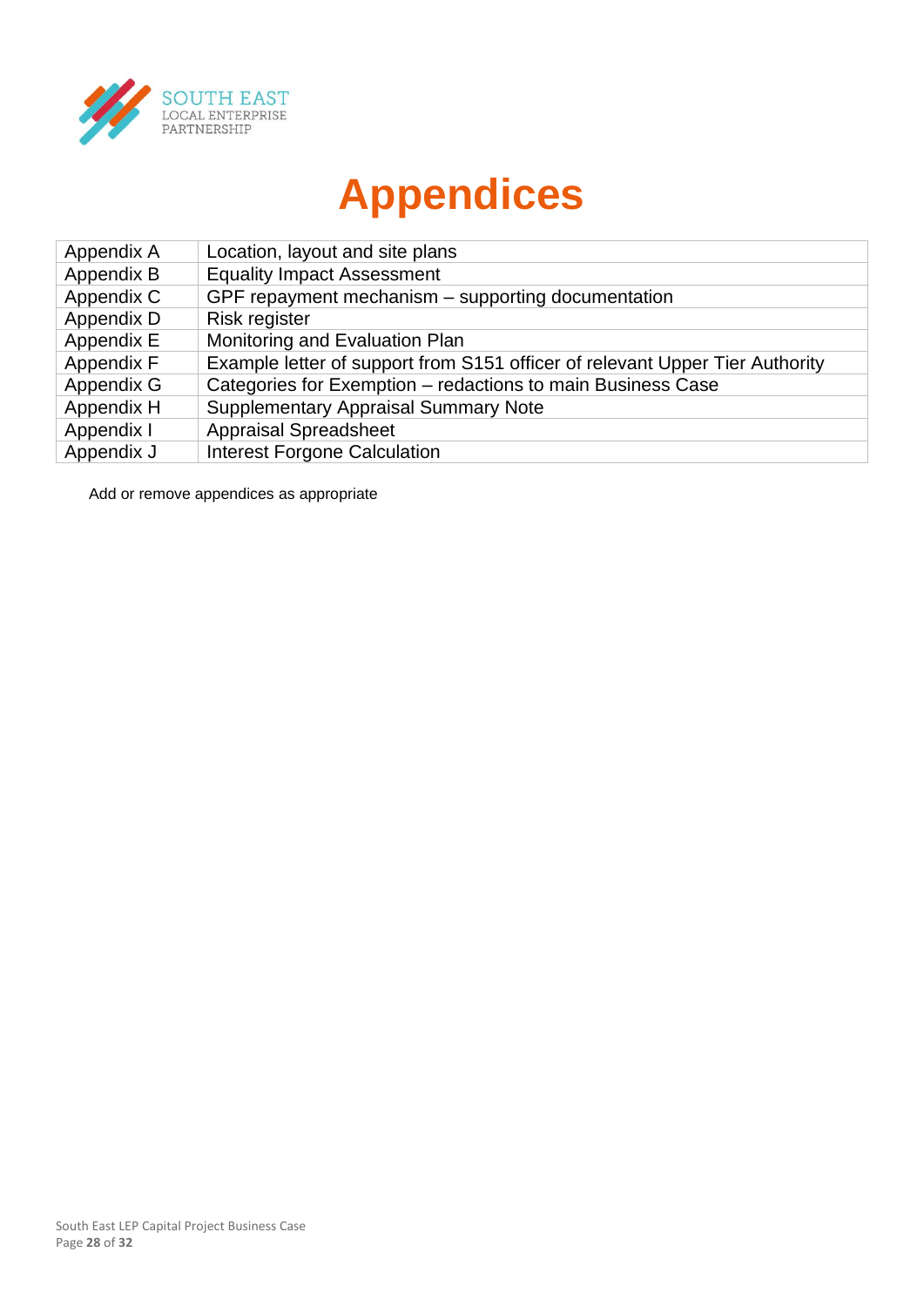# Appendices

| Appendix | Title |
|---|---|
| Appendix A | Location, layout and site plans |
| Appendix B | Equality Impact Assessment |
| Appendix C | GPF repayment mechanism – supporting documentation |
| Appendix D | Risk register |
| Appendix E | Monitoring and Evaluation Plan |
| Appendix F | Example letter of support from S151 officer of relevant Upper Tier Authority |
| Appendix G | Categories for Exemption – redactions to main Business Case |
| Appendix H | Supplementary Appraisal Summary Note |
| Appendix I | Appraisal Spreadsheet |
| Appendix J | Interest Forgone Calculation |

Add or remove appendices as appropriate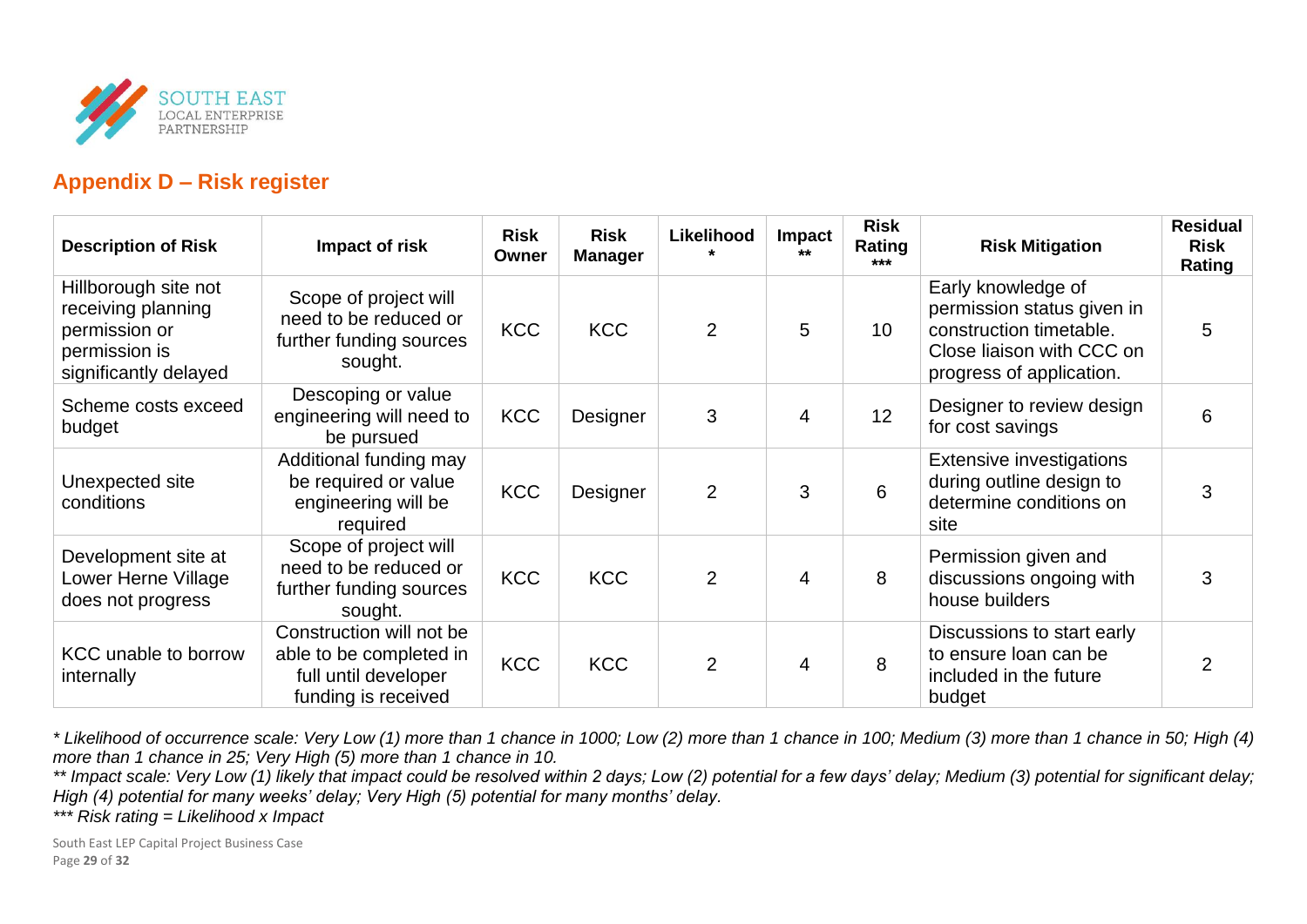## Appendix D – Risk register

| Description of Risk | Impact of risk | Risk Owner | Risk Manager | Likelihood * | Impact ** | Risk Rating *** | Risk Mitigation | Residual Risk Rating |
|---|---|---|---|---|---|---|---|---|
| Hillborough site not receiving planning permission or permission is significantly delayed | Scope of project will need to be reduced or further funding sources sought. | KCC | KCC | 2 | 5 | 10 | Early knowledge of permission status given in construction timetable. Close liaison with CCC on progress of application. | 5 |
| Scheme costs exceed budget | Descoping or value engineering will need to be pursued | KCC | Designer | 3 | 4 | 12 | Designer to review design for cost savings | 6 |
| Unexpected site conditions | Additional funding may be required or value engineering will be required | KCC | Designer | 2 | 3 | 6 | Extensive investigations during outline design to determine conditions on site | 3 |
| Development site at Lower Herne Village does not progress | Scope of project will need to be reduced or further funding sources sought. | KCC | KCC | 2 | 4 | 8 | Permission given and discussions ongoing with house builders | 3 |
| KCC unable to borrow internally | Construction will not be able to be completed in full until developer funding is received | KCC | KCC | 2 | 4 | 8 | Discussions to start early to ensure loan can be included in the future budget | 2 |

*\* Likelihood of occurrence scale: Very Low (1) more than 1 chance in 1000; Low (2) more than 1 chance in 100; Medium (3) more than 1 chance in 50; High (4) more than 1 chance in 25; Very High (5) more than 1 chance in 10.*
*\*\* Impact scale: Very Low (1) likely that impact could be resolved within 2 days; Low (2) potential for a few days' delay; Medium (3) potential for significant delay; High (4) potential for many weeks' delay; Very High (5) potential for many months' delay.*
*\*\*\* Risk rating = Likelihood x Impact*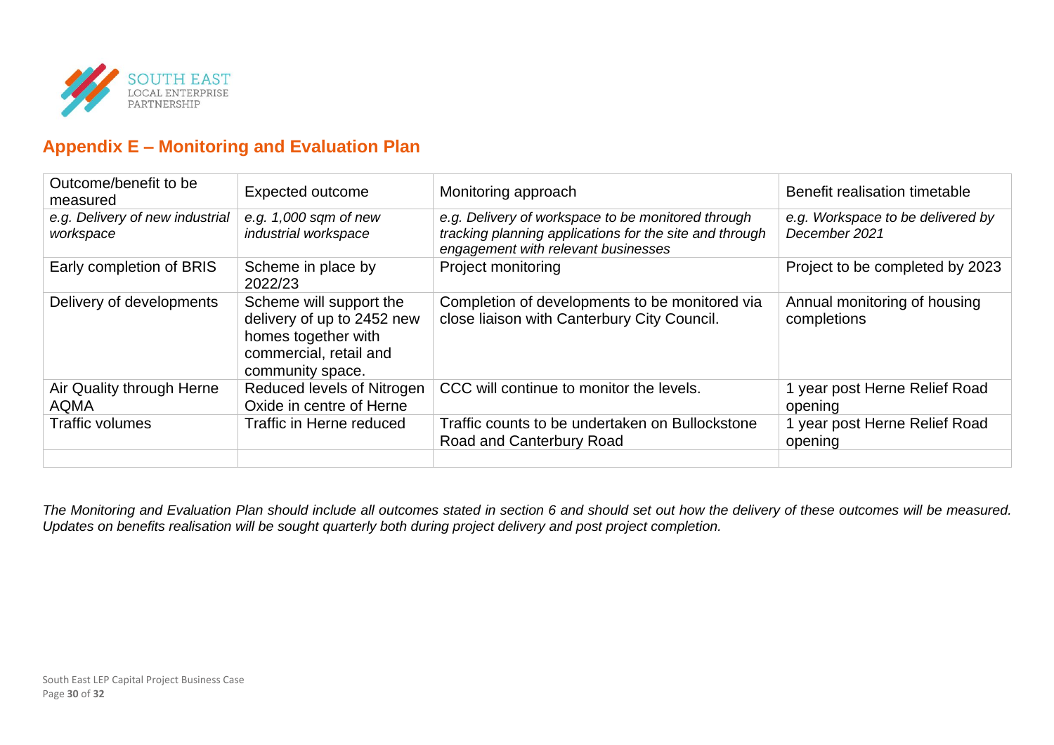## Appendix E – Monitoring and Evaluation Plan

| Outcome/benefit to be measured | Expected outcome | Monitoring approach | Benefit realisation timetable |
|---|---|---|---|
| *e.g. Delivery of new industrial workspace* | *e.g. 1,000 sqm of new industrial workspace* | *e.g. Delivery of workspace to be monitored through tracking planning applications for the site and through engagement with relevant businesses* | *e.g. Workspace to be delivered by December 2021* |
| Early completion of BRIS | Scheme in place by 2022/23 | Project monitoring | Project to be completed by 2023 |
| Delivery of developments | Scheme will support the delivery of up to 2452 new homes together with commercial, retail and community space. | Completion of developments to be monitored via close liaison with Canterbury City Council. | Annual monitoring of housing completions |
| Air Quality through Herne AQMA | Reduced levels of Nitrogen Oxide in centre of Herne | CCC will continue to monitor the levels. | 1 year post Herne Relief Road opening |
| Traffic volumes | Traffic in Herne reduced | Traffic counts to be undertaken on Bullockstone Road and Canterbury Road | 1 year post Herne Relief Road opening |
| | | | |

*The Monitoring and Evaluation Plan should include all outcomes stated in section 6 and should set out how the delivery of these outcomes will be measured. Updates on benefits realisation will be sought quarterly both during project delivery and post project completion.*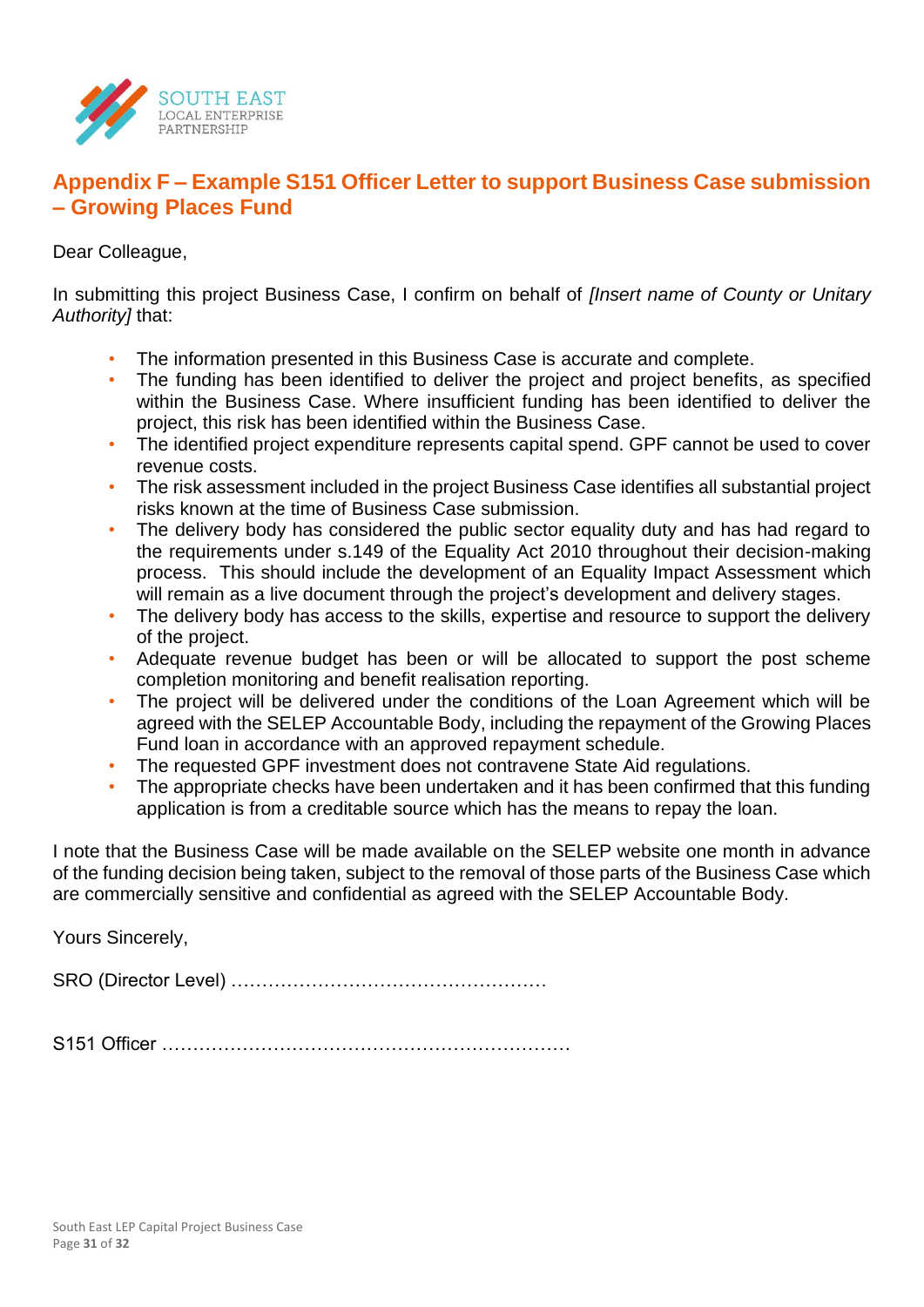## Appendix F – Example S151 Officer Letter to support Business Case submission – Growing Places Fund

Dear Colleague,

In submitting this project Business Case, I confirm on behalf of *[Insert name of County or Unitary Authority]* that:

- The information presented in this Business Case is accurate and complete.
- The funding has been identified to deliver the project and project benefits, as specified within the Business Case. Where insufficient funding has been identified to deliver the project, this risk has been identified within the Business Case.
- The identified project expenditure represents capital spend. GPF cannot be used to cover revenue costs.
- The risk assessment included in the project Business Case identifies all substantial project risks known at the time of Business Case submission.
- The delivery body has considered the public sector equality duty and has had regard to the requirements under s.149 of the Equality Act 2010 throughout their decision-making process. This should include the development of an Equality Impact Assessment which will remain as a live document through the project's development and delivery stages.
- The delivery body has access to the skills, expertise and resource to support the delivery of the project.
- Adequate revenue budget has been or will be allocated to support the post scheme completion monitoring and benefit realisation reporting.
- The project will be delivered under the conditions of the Loan Agreement which will be agreed with the SELEP Accountable Body, including the repayment of the Growing Places Fund loan in accordance with an approved repayment schedule.
- The requested GPF investment does not contravene State Aid regulations.
- The appropriate checks have been undertaken and it has been confirmed that this funding application is from a creditable source which has the means to repay the loan.

I note that the Business Case will be made available on the SELEP website one month in advance of the funding decision being taken, subject to the removal of those parts of the Business Case which are commercially sensitive and confidential as agreed with the SELEP Accountable Body.

Yours Sincerely,

SRO (Director Level) ……………………………………………

S151 Officer ………………………………………………………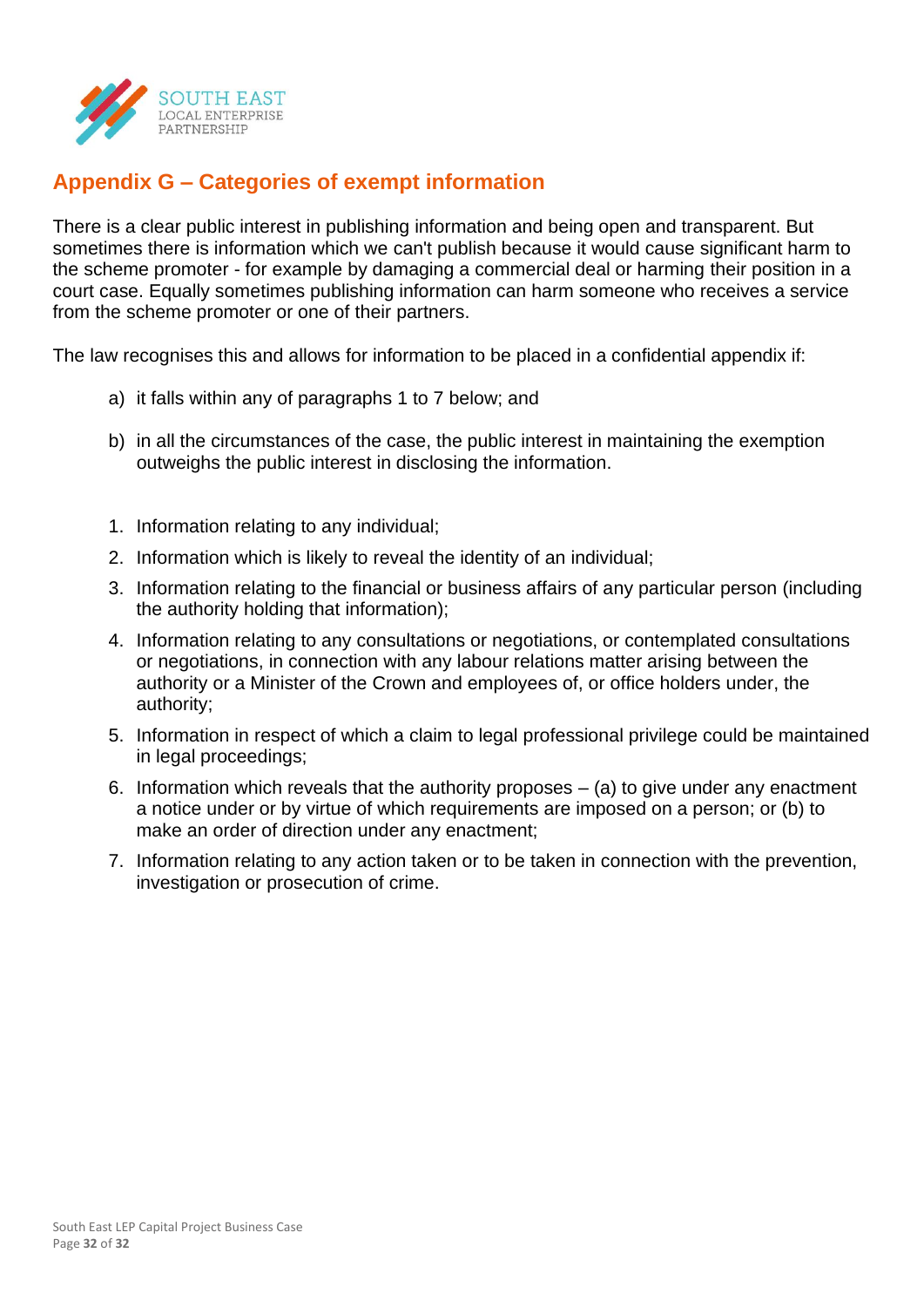## Appendix G – Categories of exempt information

There is a clear public interest in publishing information and being open and transparent. But sometimes there is information which we can't publish because it would cause significant harm to the scheme promoter - for example by damaging a commercial deal or harming their position in a court case. Equally sometimes publishing information can harm someone who receives a service from the scheme promoter or one of their partners.

The law recognises this and allows for information to be placed in a confidential appendix if:

a) it falls within any of paragraphs 1 to 7 below; and

b) in all the circumstances of the case, the public interest in maintaining the exemption outweighs the public interest in disclosing the information.

1. Information relating to any individual;
2. Information which is likely to reveal the identity of an individual;
3. Information relating to the financial or business affairs of any particular person (including the authority holding that information);
4. Information relating to any consultations or negotiations, or contemplated consultations or negotiations, in connection with any labour relations matter arising between the authority or a Minister of the Crown and employees of, or office holders under, the authority;
5. Information in respect of which a claim to legal professional privilege could be maintained in legal proceedings;
6. Information which reveals that the authority proposes – (a) to give under any enactment a notice under or by virtue of which requirements are imposed on a person; or (b) to make an order of direction under any enactment;
7. Information relating to any action taken or to be taken in connection with the prevention, investigation or prosecution of crime.